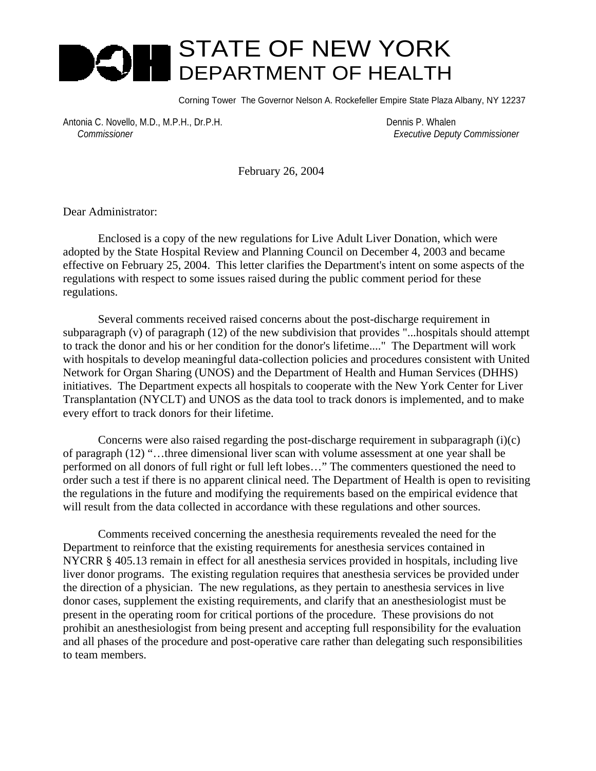# STATE OF NEW YORK
## DEPARTMENT OF HEALTH

Corning Tower The Governor Nelson A. Rockefeller Empire State Plaza Albany, NY 12237

Antonia C. Novello, M.D., M.P.H., Dr.P.H.
*Commissioner*

Dennis P. Whalen
*Executive Deputy Commissioner*

February 26, 2004

Dear Administrator:

Enclosed is a copy of the new regulations for Live Adult Liver Donation, which were adopted by the State Hospital Review and Planning Council on December 4, 2003 and became effective on February 25, 2004. This letter clarifies the Department's intent on some aspects of the regulations with respect to some issues raised during the public comment period for these regulations.

Several comments received raised concerns about the post-discharge requirement in subparagraph (v) of paragraph (12) of the new subdivision that provides "...hospitals should attempt to track the donor and his or her condition for the donor's lifetime...." The Department will work with hospitals to develop meaningful data-collection policies and procedures consistent with United Network for Organ Sharing (UNOS) and the Department of Health and Human Services (DHHS) initiatives. The Department expects all hospitals to cooperate with the New York Center for Liver Transplantation (NYCLT) and UNOS as the data tool to track donors is implemented, and to make every effort to track donors for their lifetime.

Concerns were also raised regarding the post-discharge requirement in subparagraph (i)(c) of paragraph (12) "…three dimensional liver scan with volume assessment at one year shall be performed on all donors of full right or full left lobes…" The commenters questioned the need to order such a test if there is no apparent clinical need. The Department of Health is open to revisiting the regulations in the future and modifying the requirements based on the empirical evidence that will result from the data collected in accordance with these regulations and other sources.

Comments received concerning the anesthesia requirements revealed the need for the Department to reinforce that the existing requirements for anesthesia services contained in NYCRR § 405.13 remain in effect for all anesthesia services provided in hospitals, including live liver donor programs. The existing regulation requires that anesthesia services be provided under the direction of a physician. The new regulations, as they pertain to anesthesia services in live donor cases, supplement the existing requirements, and clarify that an anesthesiologist must be present in the operating room for critical portions of the procedure. These provisions do not prohibit an anesthesiologist from being present and accepting full responsibility for the evaluation and all phases of the procedure and post-operative care rather than delegating such responsibilities to team members.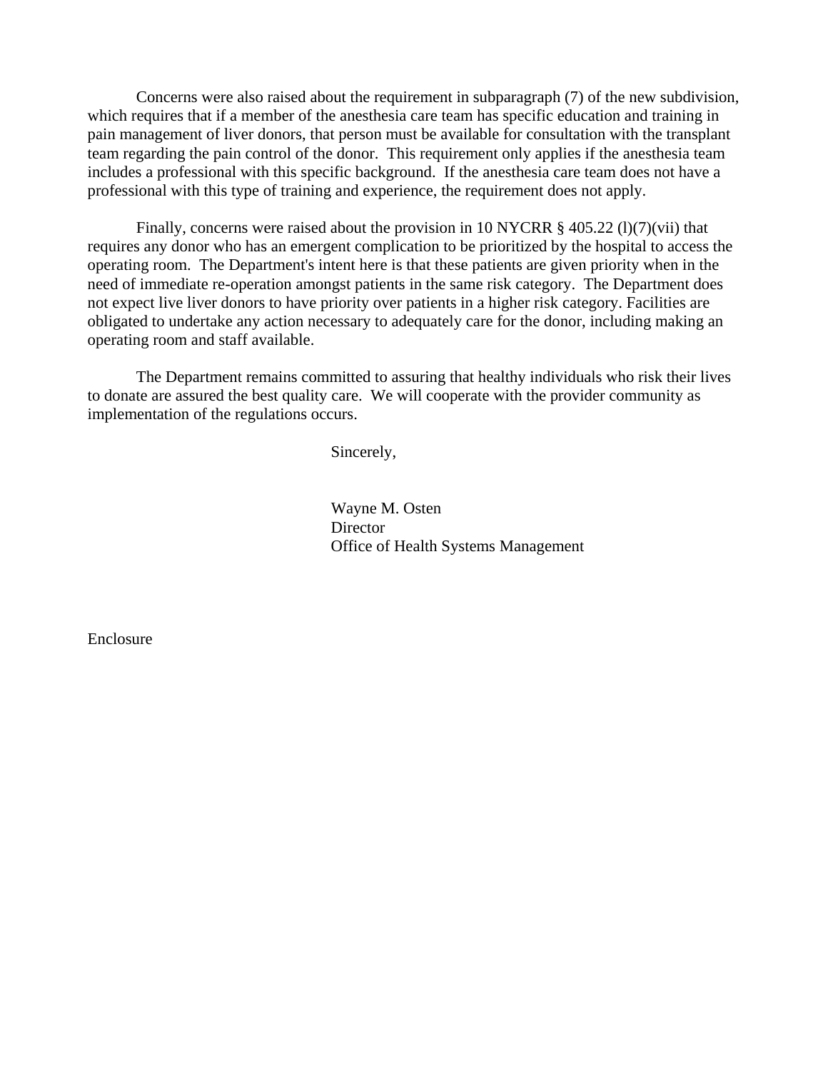Concerns were also raised about the requirement in subparagraph (7) of the new subdivision, which requires that if a member of the anesthesia care team has specific education and training in pain management of liver donors, that person must be available for consultation with the transplant team regarding the pain control of the donor. This requirement only applies if the anesthesia team includes a professional with this specific background. If the anesthesia care team does not have a professional with this type of training and experience, the requirement does not apply.

Finally, concerns were raised about the provision in 10 NYCRR § 405.22 (l)(7)(vii) that requires any donor who has an emergent complication to be prioritized by the hospital to access the operating room. The Department's intent here is that these patients are given priority when in the need of immediate re-operation amongst patients in the same risk category. The Department does not expect live liver donors to have priority over patients in a higher risk category. Facilities are obligated to undertake any action necessary to adequately care for the donor, including making an operating room and staff available.

The Department remains committed to assuring that healthy individuals who risk their lives to donate are assured the best quality care. We will cooperate with the provider community as implementation of the regulations occurs.

Sincerely,

Wayne M. Osten
Director
Office of Health Systems Management

Enclosure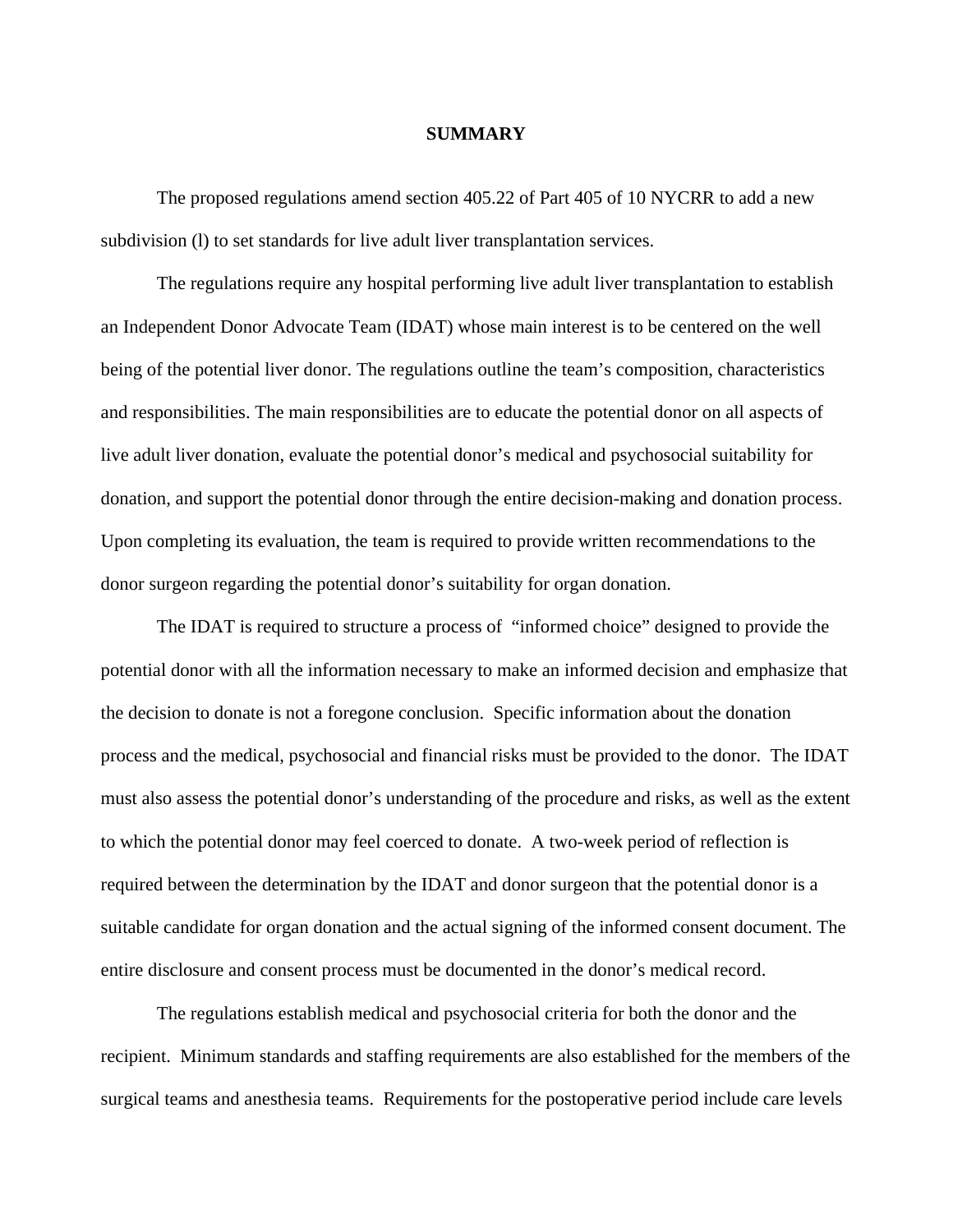# SUMMARY

The proposed regulations amend section 405.22 of Part 405 of 10 NYCRR to add a new subdivision (l) to set standards for live adult liver transplantation services.

The regulations require any hospital performing live adult liver transplantation to establish an Independent Donor Advocate Team (IDAT) whose main interest is to be centered on the well being of the potential liver donor. The regulations outline the team's composition, characteristics and responsibilities. The main responsibilities are to educate the potential donor on all aspects of live adult liver donation, evaluate the potential donor's medical and psychosocial suitability for donation, and support the potential donor through the entire decision-making and donation process. Upon completing its evaluation, the team is required to provide written recommendations to the donor surgeon regarding the potential donor's suitability for organ donation.

The IDAT is required to structure a process of "informed choice" designed to provide the potential donor with all the information necessary to make an informed decision and emphasize that the decision to donate is not a foregone conclusion. Specific information about the donation process and the medical, psychosocial and financial risks must be provided to the donor. The IDAT must also assess the potential donor's understanding of the procedure and risks, as well as the extent to which the potential donor may feel coerced to donate. A two-week period of reflection is required between the determination by the IDAT and donor surgeon that the potential donor is a suitable candidate for organ donation and the actual signing of the informed consent document. The entire disclosure and consent process must be documented in the donor's medical record.

The regulations establish medical and psychosocial criteria for both the donor and the recipient. Minimum standards and staffing requirements are also established for the members of the surgical teams and anesthesia teams. Requirements for the postoperative period include care levels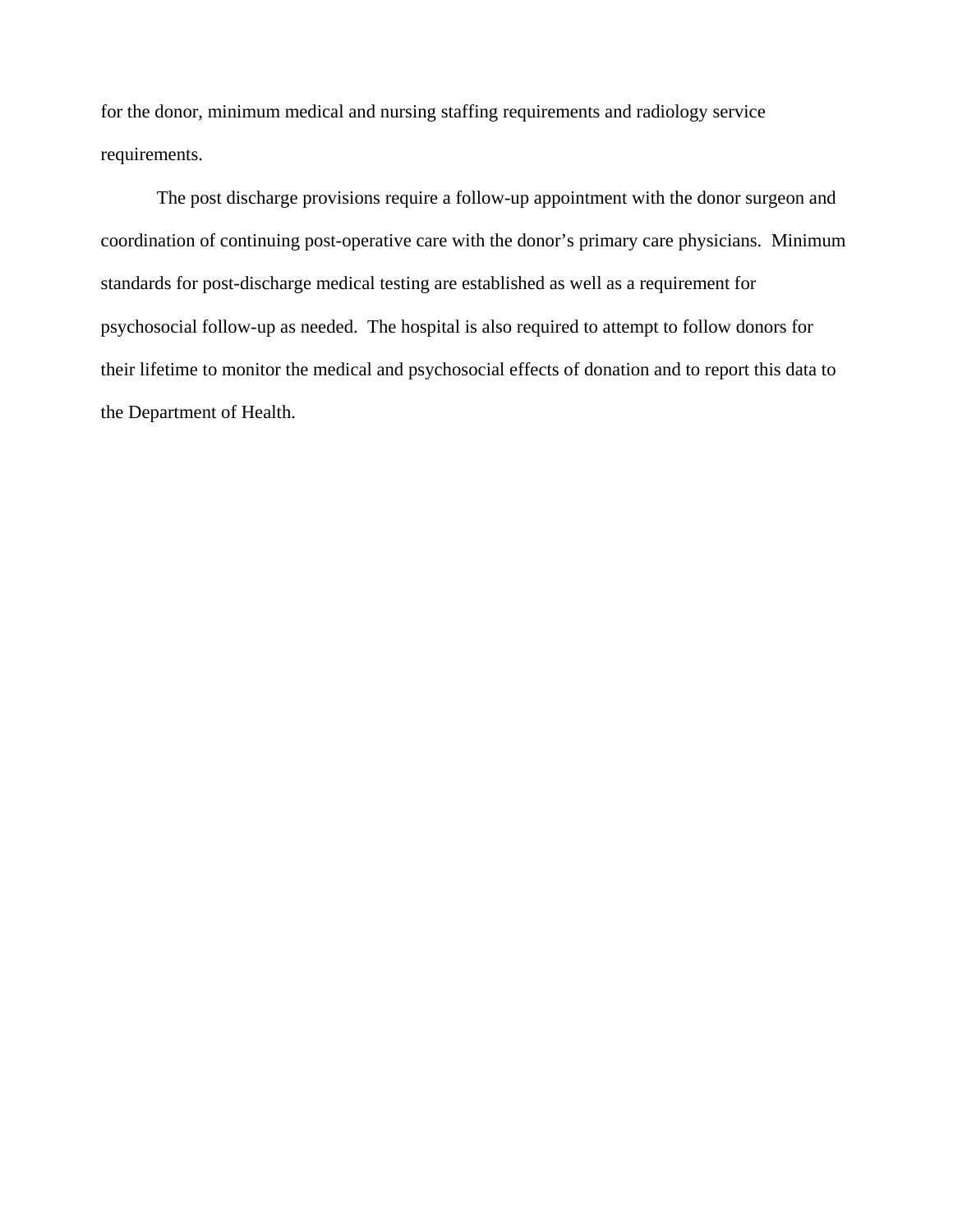for the donor, minimum medical and nursing staffing requirements and radiology service requirements.

The post discharge provisions require a follow-up appointment with the donor surgeon and coordination of continuing post-operative care with the donor's primary care physicians. Minimum standards for post-discharge medical testing are established as well as a requirement for psychosocial follow-up as needed. The hospital is also required to attempt to follow donors for their lifetime to monitor the medical and psychosocial effects of donation and to report this data to the Department of Health.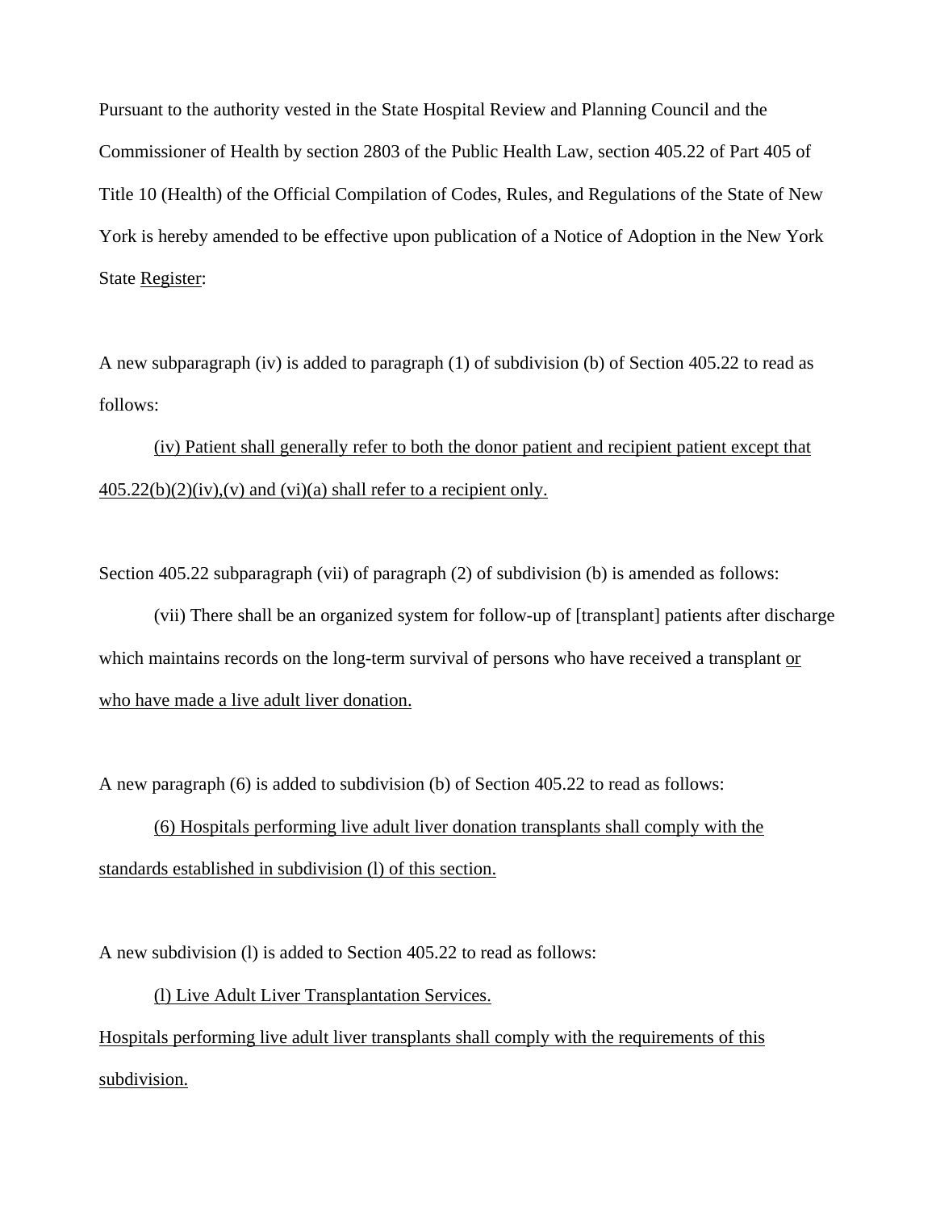Pursuant to the authority vested in the State Hospital Review and Planning Council and the Commissioner of Health by section 2803 of the Public Health Law, section 405.22 of Part 405 of Title 10 (Health) of the Official Compilation of Codes, Rules, and Regulations of the State of New York is hereby amended to be effective upon publication of a Notice of Adoption in the New York State Register:

A new subparagraph (iv) is added to paragraph (1) of subdivision (b) of Section 405.22 to read as follows:

(iv) Patient shall generally refer to both the donor patient and recipient patient except that 405.22(b)(2)(iv),(v) and (vi)(a) shall refer to a recipient only.

Section 405.22 subparagraph (vii) of paragraph (2) of subdivision (b) is amended as follows:

(vii) There shall be an organized system for follow-up of [transplant] patients after discharge which maintains records on the long-term survival of persons who have received a transplant or who have made a live adult liver donation.

A new paragraph (6) is added to subdivision (b) of Section 405.22 to read as follows:

(6) Hospitals performing live adult liver donation transplants shall comply with the standards established in subdivision (l) of this section.

A new subdivision (l) is added to Section 405.22 to read as follows:

(l) Live Adult Liver Transplantation Services.

Hospitals performing live adult liver transplants shall comply with the requirements of this subdivision.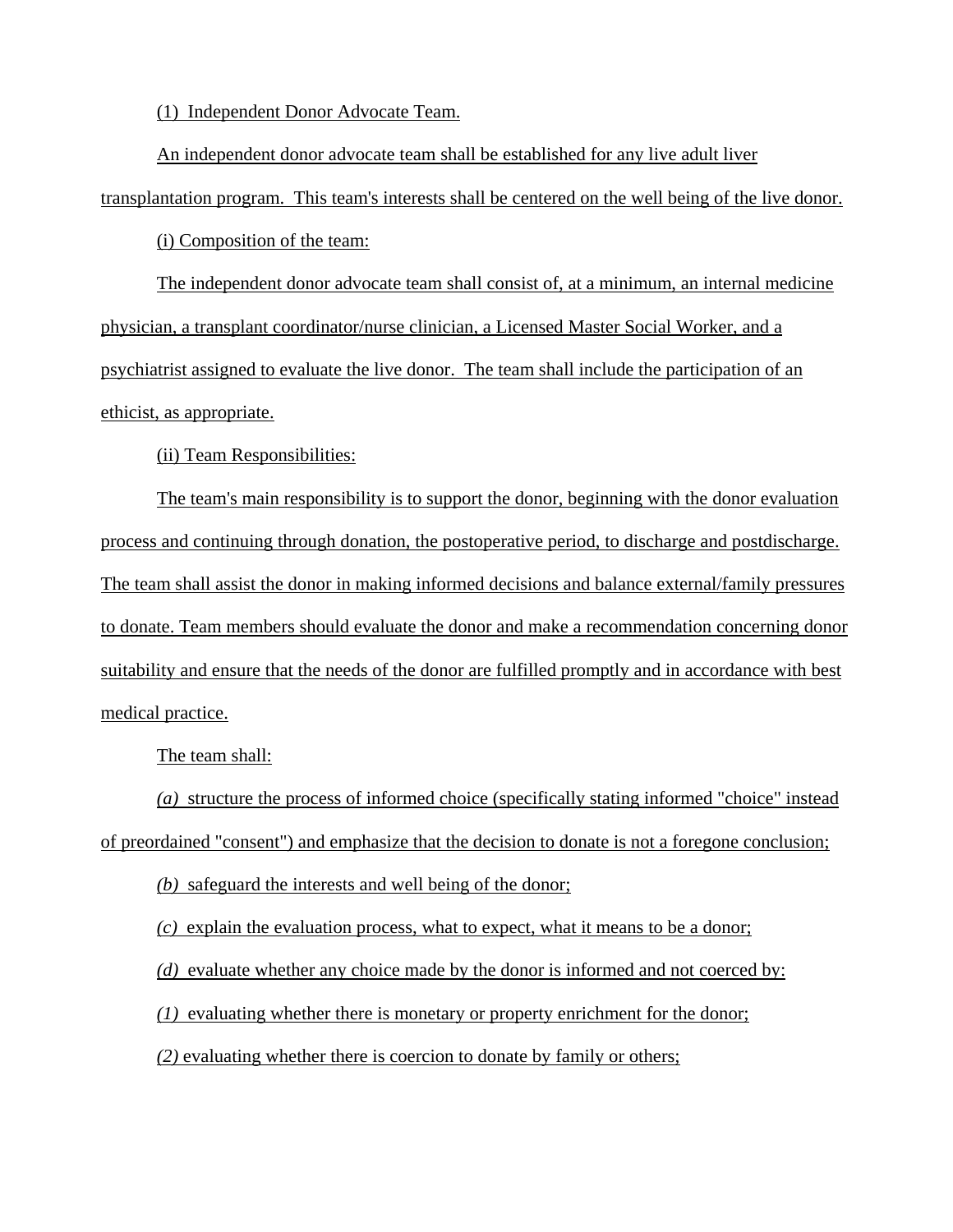(1) Independent Donor Advocate Team.

An independent donor advocate team shall be established for any live adult liver transplantation program. This team's interests shall be centered on the well being of the live donor.

(i) Composition of the team:

The independent donor advocate team shall consist of, at a minimum, an internal medicine physician, a transplant coordinator/nurse clinician, a Licensed Master Social Worker, and a psychiatrist assigned to evaluate the live donor. The team shall include the participation of an ethicist, as appropriate.

(ii) Team Responsibilities:

The team's main responsibility is to support the donor, beginning with the donor evaluation process and continuing through donation, the postoperative period, to discharge and postdischarge. The team shall assist the donor in making informed decisions and balance external/family pressures to donate. Team members should evaluate the donor and make a recommendation concerning donor suitability and ensure that the needs of the donor are fulfilled promptly and in accordance with best medical practice.

The team shall:

*(a)* structure the process of informed choice (specifically stating informed "choice" instead of preordained "consent") and emphasize that the decision to donate is not a foregone conclusion;

*(b)* safeguard the interests and well being of the donor;

*(c)* explain the evaluation process, what to expect, what it means to be a donor;

*(d)* evaluate whether any choice made by the donor is informed and not coerced by:

*(1)* evaluating whether there is monetary or property enrichment for the donor;

*(2)* evaluating whether there is coercion to donate by family or others;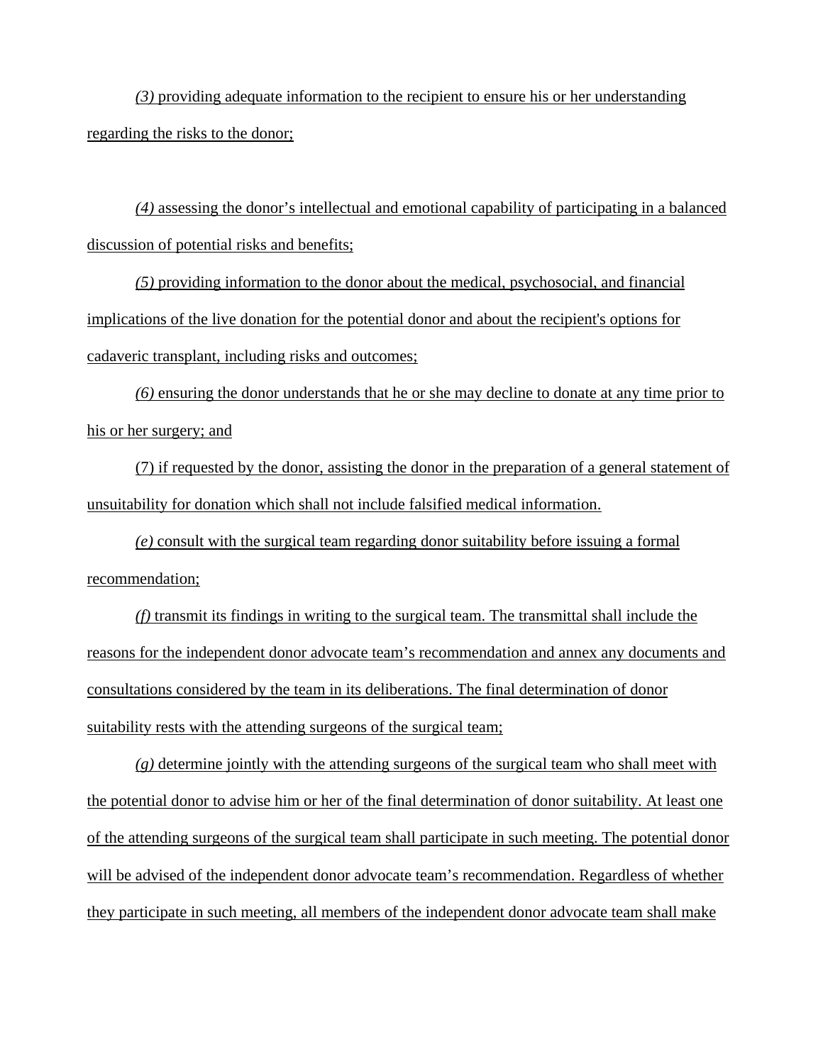*(3)* providing adequate information to the recipient to ensure his or her understanding regarding the risks to the donor;

*(4)* assessing the donor's intellectual and emotional capability of participating in a balanced discussion of potential risks and benefits;

*(5)* providing information to the donor about the medical, psychosocial, and financial implications of the live donation for the potential donor and about the recipient's options for cadaveric transplant, including risks and outcomes;

*(6)* ensuring the donor understands that he or she may decline to donate at any time prior to his or her surgery; and

(7) if requested by the donor, assisting the donor in the preparation of a general statement of unsuitability for donation which shall not include falsified medical information.

*(e)* consult with the surgical team regarding donor suitability before issuing a formal recommendation;

*(f)* transmit its findings in writing to the surgical team. The transmittal shall include the reasons for the independent donor advocate team's recommendation and annex any documents and consultations considered by the team in its deliberations. The final determination of donor suitability rests with the attending surgeons of the surgical team;

*(g)* determine jointly with the attending surgeons of the surgical team who shall meet with the potential donor to advise him or her of the final determination of donor suitability. At least one of the attending surgeons of the surgical team shall participate in such meeting. The potential donor will be advised of the independent donor advocate team's recommendation. Regardless of whether they participate in such meeting, all members of the independent donor advocate team shall make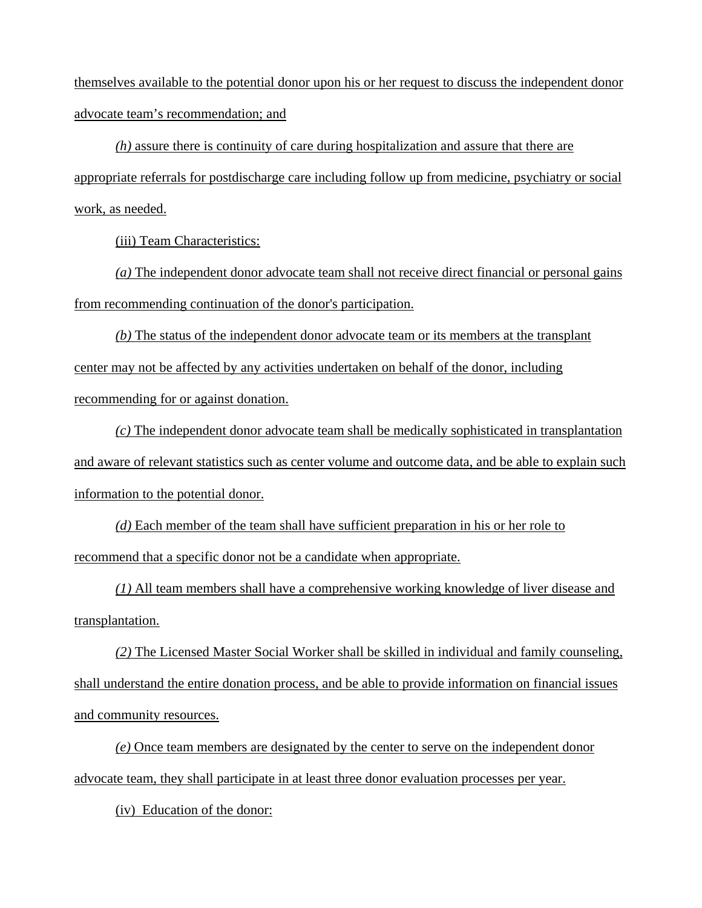themselves available to the potential donor upon his or her request to discuss the independent donor advocate team's recommendation; and

*(h)* assure there is continuity of care during hospitalization and assure that there are appropriate referrals for postdischarge care including follow up from medicine, psychiatry or social work, as needed.

(iii) Team Characteristics:

*(a)* The independent donor advocate team shall not receive direct financial or personal gains from recommending continuation of the donor's participation.

*(b)* The status of the independent donor advocate team or its members at the transplant center may not be affected by any activities undertaken on behalf of the donor, including recommending for or against donation.

*(c)* The independent donor advocate team shall be medically sophisticated in transplantation and aware of relevant statistics such as center volume and outcome data, and be able to explain such information to the potential donor.

*(d)* Each member of the team shall have sufficient preparation in his or her role to recommend that a specific donor not be a candidate when appropriate.

*(1)* All team members shall have a comprehensive working knowledge of liver disease and transplantation.

*(2)* The Licensed Master Social Worker shall be skilled in individual and family counseling, shall understand the entire donation process, and be able to provide information on financial issues and community resources.

*(e)* Once team members are designated by the center to serve on the independent donor advocate team, they shall participate in at least three donor evaluation processes per year.

(iv) Education of the donor: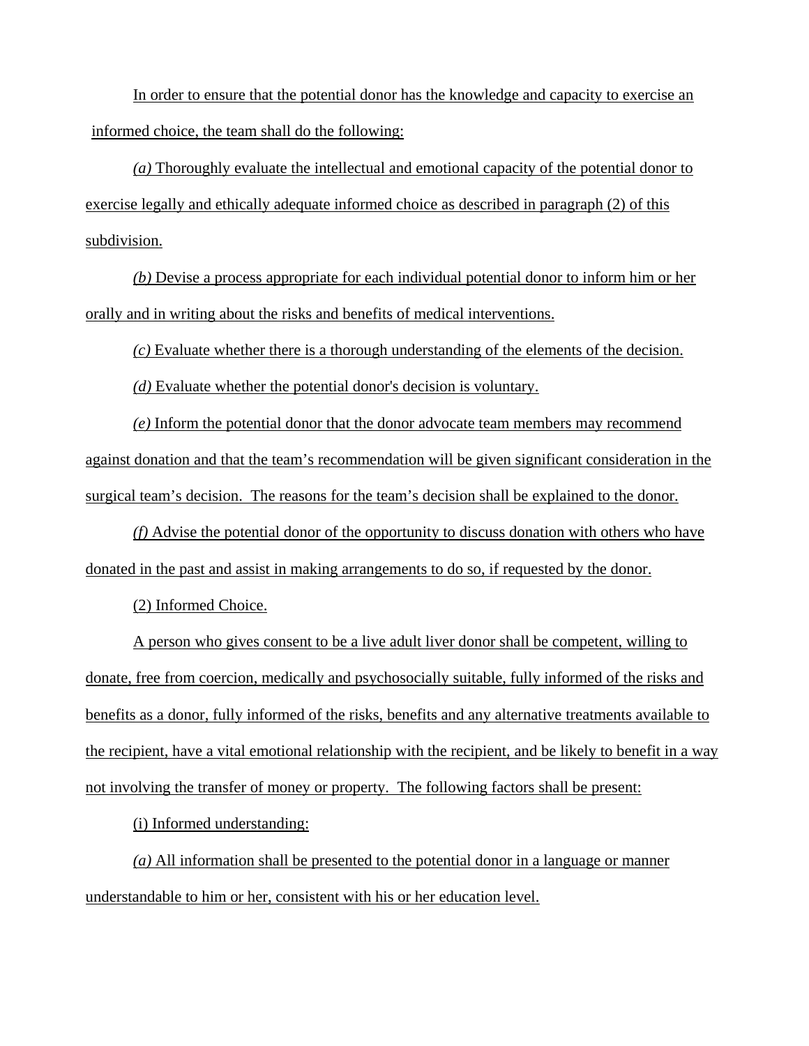In order to ensure that the potential donor has the knowledge and capacity to exercise an informed choice, the team shall do the following:

*(a)* Thoroughly evaluate the intellectual and emotional capacity of the potential donor to exercise legally and ethically adequate informed choice as described in paragraph (2) of this subdivision.

*(b)* Devise a process appropriate for each individual potential donor to inform him or her orally and in writing about the risks and benefits of medical interventions.

*(c)* Evaluate whether there is a thorough understanding of the elements of the decision.

*(d)* Evaluate whether the potential donor's decision is voluntary.

*(e)* Inform the potential donor that the donor advocate team members may recommend against donation and that the team's recommendation will be given significant consideration in the surgical team's decision. The reasons for the team's decision shall be explained to the donor.

*(f)* Advise the potential donor of the opportunity to discuss donation with others who have donated in the past and assist in making arrangements to do so, if requested by the donor.

(2) Informed Choice.

A person who gives consent to be a live adult liver donor shall be competent, willing to donate, free from coercion, medically and psychosocially suitable, fully informed of the risks and benefits as a donor, fully informed of the risks, benefits and any alternative treatments available to the recipient, have a vital emotional relationship with the recipient, and be likely to benefit in a way not involving the transfer of money or property. The following factors shall be present:

(i) Informed understanding:

*(a)* All information shall be presented to the potential donor in a language or manner understandable to him or her, consistent with his or her education level.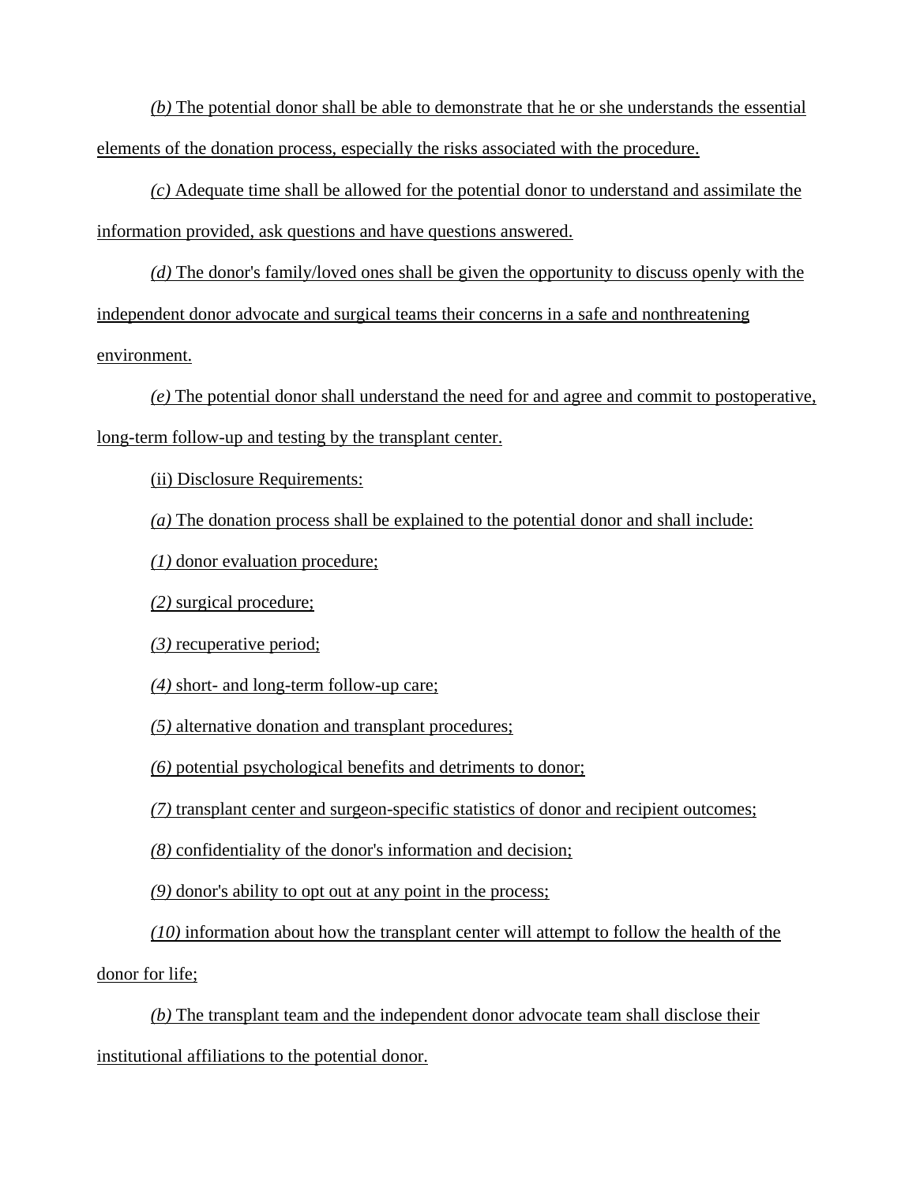*(b)* The potential donor shall be able to demonstrate that he or she understands the essential elements of the donation process, especially the risks associated with the procedure.

*(c)* Adequate time shall be allowed for the potential donor to understand and assimilate the information provided, ask questions and have questions answered.

*(d)* The donor's family/loved ones shall be given the opportunity to discuss openly with the independent donor advocate and surgical teams their concerns in a safe and nonthreatening environment.

*(e)* The potential donor shall understand the need for and agree and commit to postoperative, long-term follow-up and testing by the transplant center.

(ii) Disclosure Requirements:

*(a)* The donation process shall be explained to the potential donor and shall include:

*(1)* donor evaluation procedure;

*(2)* surgical procedure;

*(3)* recuperative period;

*(4)* short- and long-term follow-up care;

*(5)* alternative donation and transplant procedures;

*(6)* potential psychological benefits and detriments to donor;

*(7)* transplant center and surgeon-specific statistics of donor and recipient outcomes;

*(8)* confidentiality of the donor's information and decision;

*(9)* donor's ability to opt out at any point in the process;

*(10)* information about how the transplant center will attempt to follow the health of the donor for life;

*(b)* The transplant team and the independent donor advocate team shall disclose their institutional affiliations to the potential donor.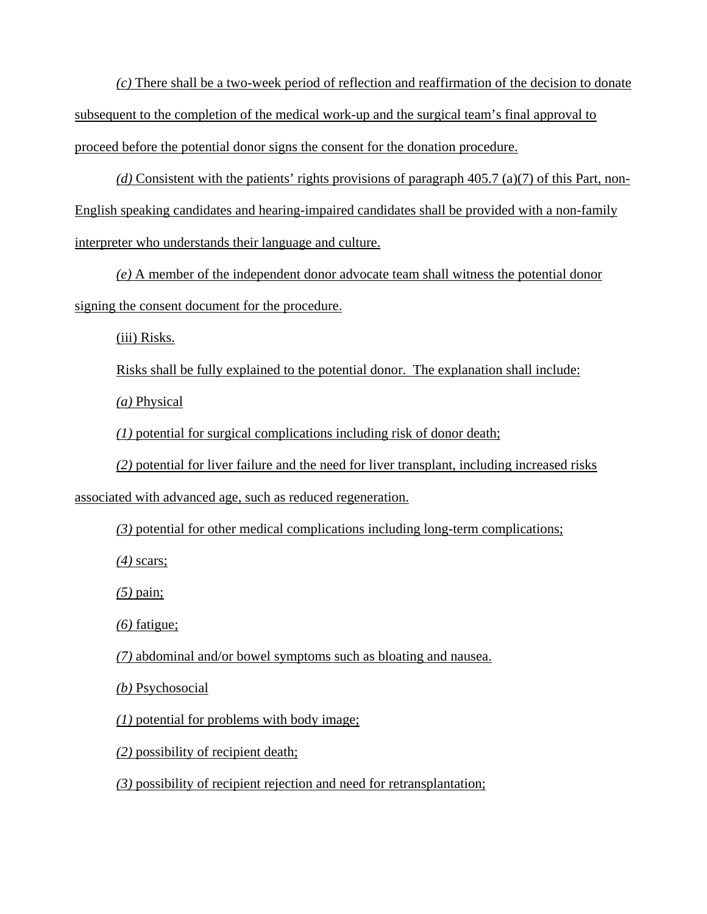*(c)* There shall be a two-week period of reflection and reaffirmation of the decision to donate subsequent to the completion of the medical work-up and the surgical team's final approval to proceed before the potential donor signs the consent for the donation procedure.

*(d)* Consistent with the patients' rights provisions of paragraph 405.7 (a)(7) of this Part, non-English speaking candidates and hearing-impaired candidates shall be provided with a non-family interpreter who understands their language and culture.

*(e)* A member of the independent donor advocate team shall witness the potential donor signing the consent document for the procedure.

(iii) Risks.

Risks shall be fully explained to the potential donor. The explanation shall include:

*(a)* Physical

*(1)* potential for surgical complications including risk of donor death;

*(2)* potential for liver failure and the need for liver transplant, including increased risks associated with advanced age, such as reduced regeneration.

*(3)* potential for other medical complications including long-term complications;

*(4)* scars;

*(5)* pain;

*(6)* fatigue;

*(7)* abdominal and/or bowel symptoms such as bloating and nausea.

*(b)* Psychosocial

*(1)* potential for problems with body image;

*(2)* possibility of recipient death;

*(3)* possibility of recipient rejection and need for retransplantation;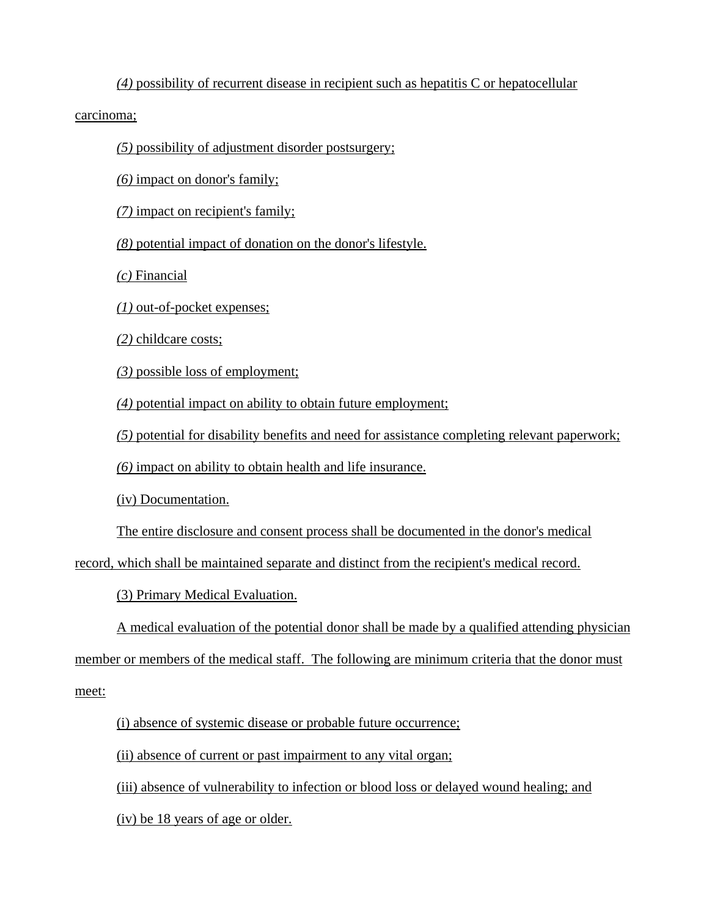*(4)* possibility of recurrent disease in recipient such as hepatitis C or hepatocellular carcinoma;

*(5)* possibility of adjustment disorder postsurgery;

*(6)* impact on donor's family;

*(7)* impact on recipient's family;

*(8)* potential impact of donation on the donor's lifestyle.

*(c)* Financial

*(1)* out-of-pocket expenses;

*(2)* childcare costs;

*(3)* possible loss of employment;

*(4)* potential impact on ability to obtain future employment;

*(5)* potential for disability benefits and need for assistance completing relevant paperwork;

*(6)* impact on ability to obtain health and life insurance.

(iv) Documentation.

The entire disclosure and consent process shall be documented in the donor's medical record, which shall be maintained separate and distinct from the recipient's medical record.

(3) Primary Medical Evaluation.

A medical evaluation of the potential donor shall be made by a qualified attending physician member or members of the medical staff. The following are minimum criteria that the donor must meet:

(i) absence of systemic disease or probable future occurrence;

(ii) absence of current or past impairment to any vital organ;

(iii) absence of vulnerability to infection or blood loss or delayed wound healing; and

(iv) be 18 years of age or older.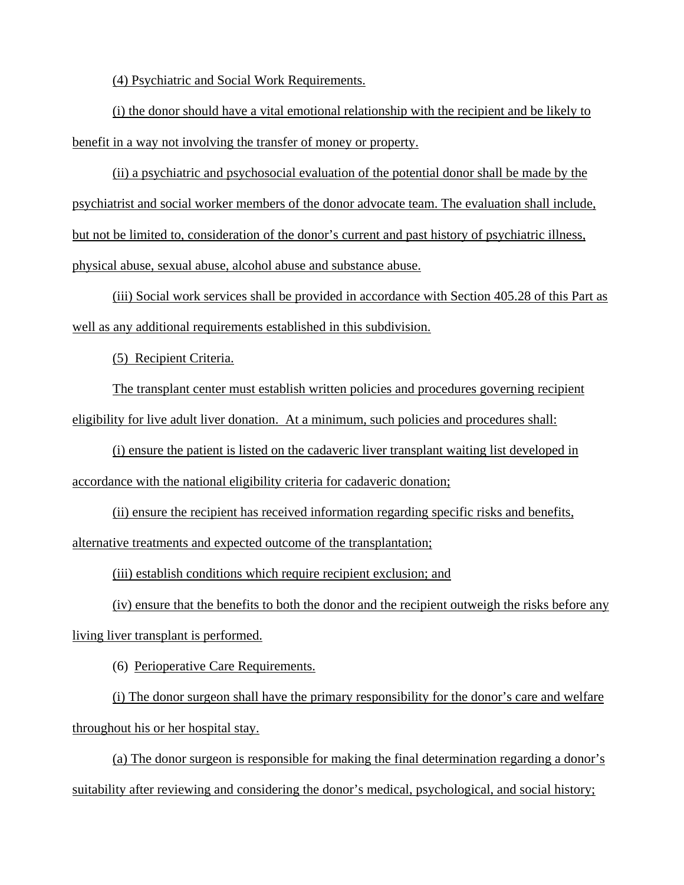(4) Psychiatric and Social Work Requirements.

(i) the donor should have a vital emotional relationship with the recipient and be likely to benefit in a way not involving the transfer of money or property.

(ii) a psychiatric and psychosocial evaluation of the potential donor shall be made by the psychiatrist and social worker members of the donor advocate team. The evaluation shall include, but not be limited to, consideration of the donor's current and past history of psychiatric illness, physical abuse, sexual abuse, alcohol abuse and substance abuse.

(iii) Social work services shall be provided in accordance with Section 405.28 of this Part as well as any additional requirements established in this subdivision.

(5) Recipient Criteria.

The transplant center must establish written policies and procedures governing recipient eligibility for live adult liver donation. At a minimum, such policies and procedures shall:

(i) ensure the patient is listed on the cadaveric liver transplant waiting list developed in accordance with the national eligibility criteria for cadaveric donation;

(ii) ensure the recipient has received information regarding specific risks and benefits, alternative treatments and expected outcome of the transplantation;

(iii) establish conditions which require recipient exclusion; and

(iv) ensure that the benefits to both the donor and the recipient outweigh the risks before any living liver transplant is performed.

(6) Perioperative Care Requirements.

(i) The donor surgeon shall have the primary responsibility for the donor's care and welfare throughout his or her hospital stay.

(a) The donor surgeon is responsible for making the final determination regarding a donor's suitability after reviewing and considering the donor's medical, psychological, and social history;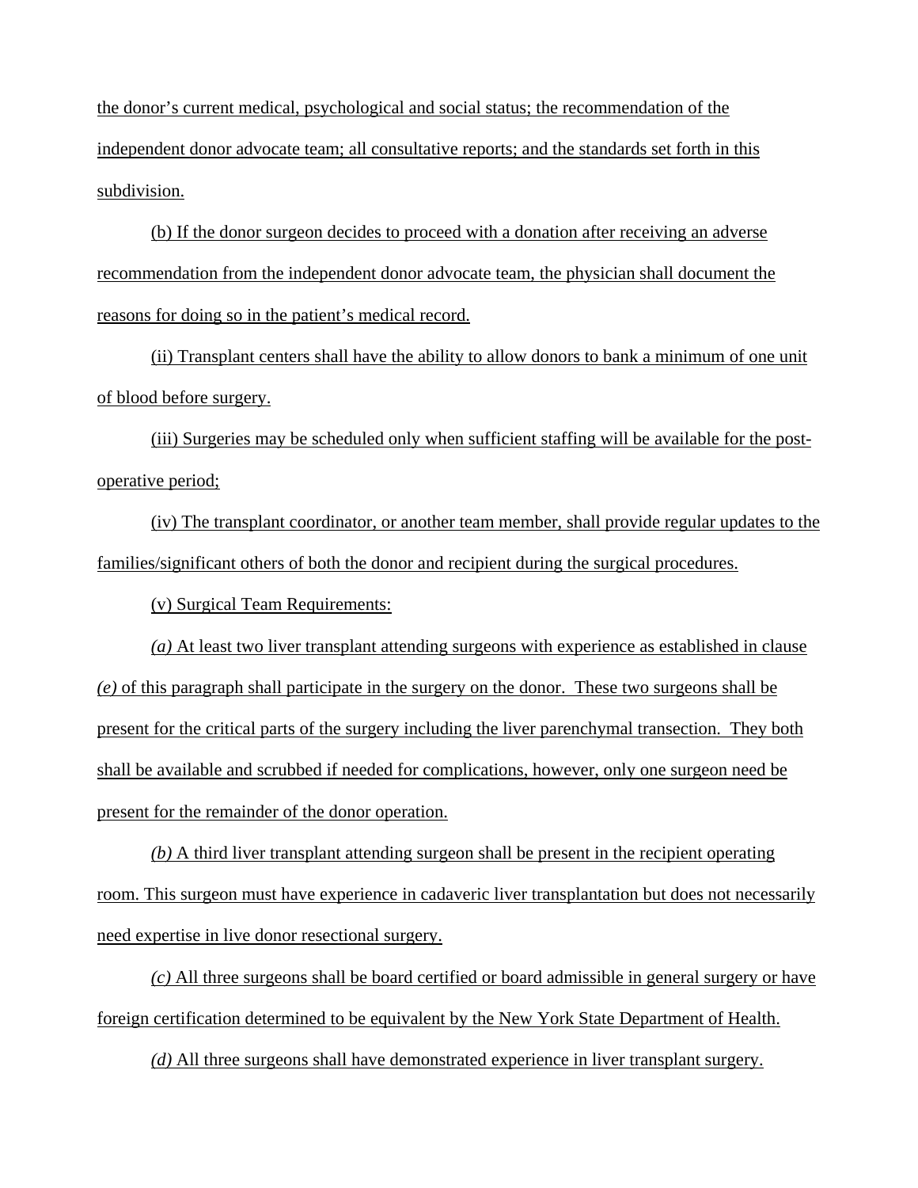the donor's current medical, psychological and social status; the recommendation of the independent donor advocate team; all consultative reports; and the standards set forth in this subdivision.

(b) If the donor surgeon decides to proceed with a donation after receiving an adverse recommendation from the independent donor advocate team, the physician shall document the reasons for doing so in the patient's medical record.

(ii) Transplant centers shall have the ability to allow donors to bank a minimum of one unit of blood before surgery.

(iii) Surgeries may be scheduled only when sufficient staffing will be available for the post-operative period;

(iv) The transplant coordinator, or another team member, shall provide regular updates to the families/significant others of both the donor and recipient during the surgical procedures.

(v) Surgical Team Requirements:

*(a)* At least two liver transplant attending surgeons with experience as established in clause *(e)* of this paragraph shall participate in the surgery on the donor. These two surgeons shall be present for the critical parts of the surgery including the liver parenchymal transection. They both shall be available and scrubbed if needed for complications, however, only one surgeon need be present for the remainder of the donor operation.

*(b)* A third liver transplant attending surgeon shall be present in the recipient operating room. This surgeon must have experience in cadaveric liver transplantation but does not necessarily need expertise in live donor resectional surgery.

*(c)* All three surgeons shall be board certified or board admissible in general surgery or have foreign certification determined to be equivalent by the New York State Department of Health.

*(d)* All three surgeons shall have demonstrated experience in liver transplant surgery.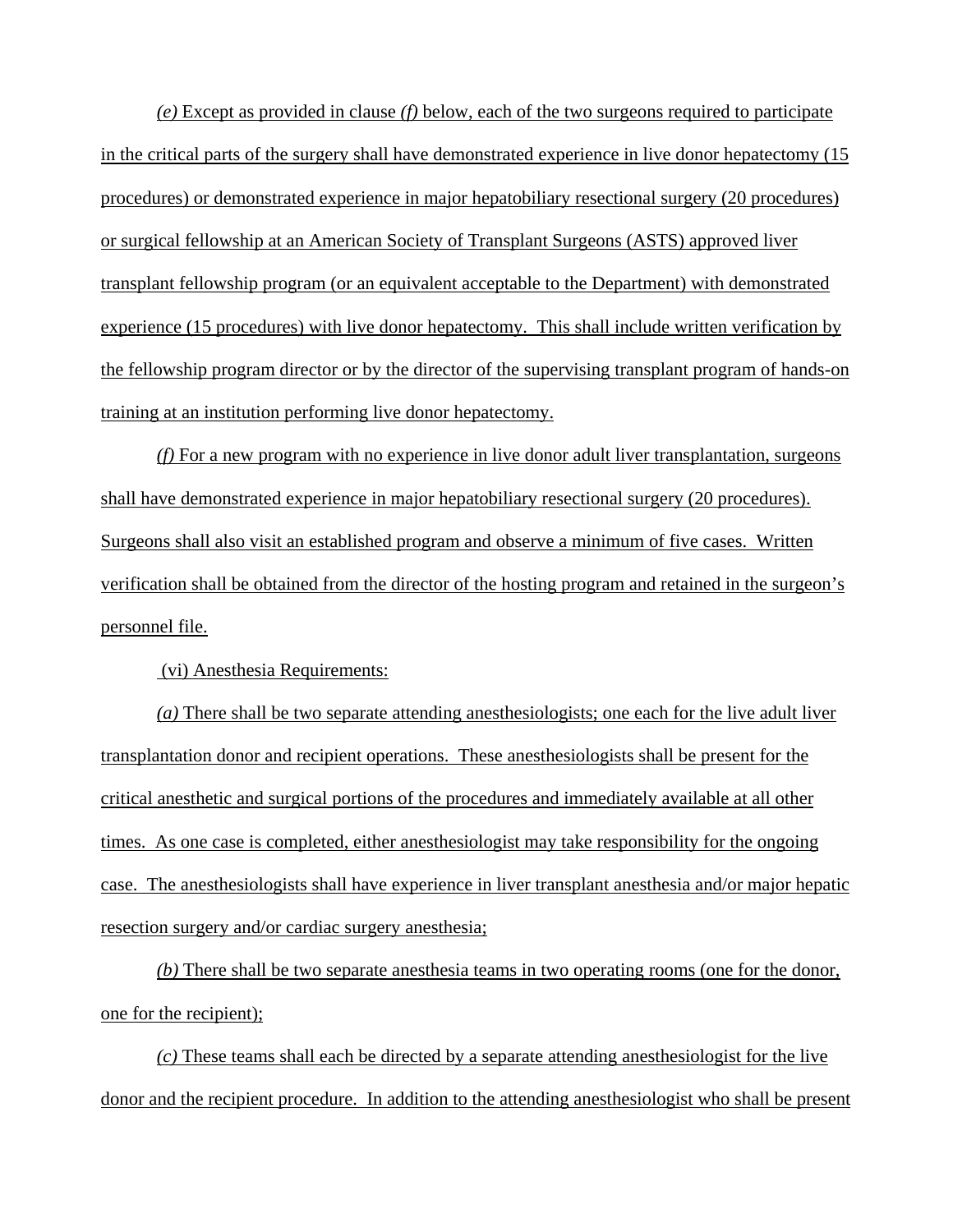*(e)* Except as provided in clause *(f)* below, each of the two surgeons required to participate in the critical parts of the surgery shall have demonstrated experience in live donor hepatectomy (15 procedures) or demonstrated experience in major hepatobiliary resectional surgery (20 procedures) or surgical fellowship at an American Society of Transplant Surgeons (ASTS) approved liver transplant fellowship program (or an equivalent acceptable to the Department) with demonstrated experience (15 procedures) with live donor hepatectomy. This shall include written verification by the fellowship program director or by the director of the supervising transplant program of hands-on training at an institution performing live donor hepatectomy.

*(f)* For a new program with no experience in live donor adult liver transplantation, surgeons shall have demonstrated experience in major hepatobiliary resectional surgery (20 procedures). Surgeons shall also visit an established program and observe a minimum of five cases. Written verification shall be obtained from the director of the hosting program and retained in the surgeon's personnel file.

(vi) Anesthesia Requirements:

*(a)* There shall be two separate attending anesthesiologists; one each for the live adult liver transplantation donor and recipient operations. These anesthesiologists shall be present for the critical anesthetic and surgical portions of the procedures and immediately available at all other times. As one case is completed, either anesthesiologist may take responsibility for the ongoing case. The anesthesiologists shall have experience in liver transplant anesthesia and/or major hepatic resection surgery and/or cardiac surgery anesthesia;

*(b)* There shall be two separate anesthesia teams in two operating rooms (one for the donor, one for the recipient);

*(c)* These teams shall each be directed by a separate attending anesthesiologist for the live donor and the recipient procedure. In addition to the attending anesthesiologist who shall be present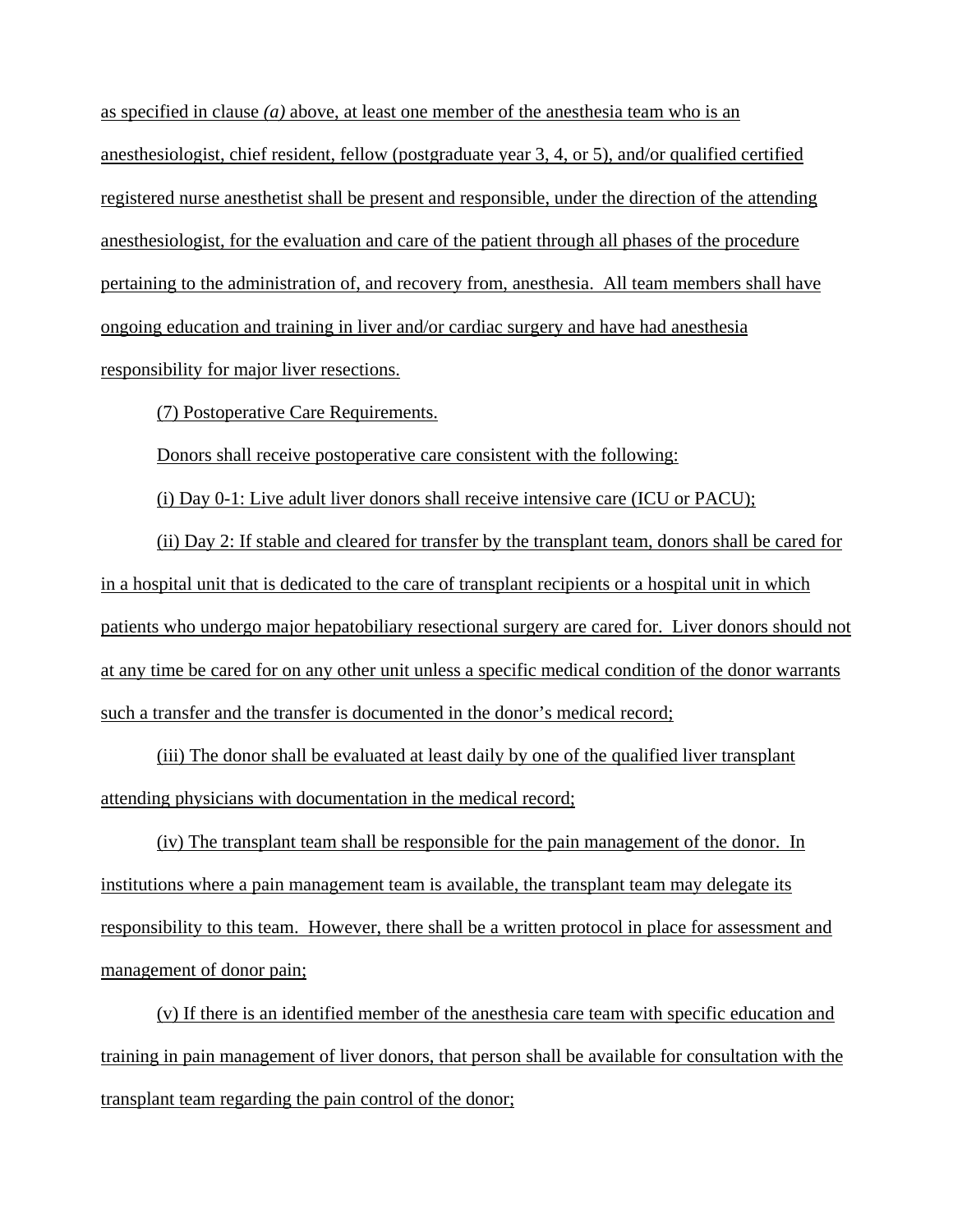as specified in clause *(a)* above, at least one member of the anesthesia team who is an anesthesiologist, chief resident, fellow (postgraduate year 3, 4, or 5), and/or qualified certified registered nurse anesthetist shall be present and responsible, under the direction of the attending anesthesiologist, for the evaluation and care of the patient through all phases of the procedure pertaining to the administration of, and recovery from, anesthesia. All team members shall have ongoing education and training in liver and/or cardiac surgery and have had anesthesia responsibility for major liver resections.

(7) Postoperative Care Requirements.

Donors shall receive postoperative care consistent with the following:

(i) Day 0-1: Live adult liver donors shall receive intensive care (ICU or PACU);

(ii) Day 2: If stable and cleared for transfer by the transplant team, donors shall be cared for in a hospital unit that is dedicated to the care of transplant recipients or a hospital unit in which patients who undergo major hepatobiliary resectional surgery are cared for. Liver donors should not at any time be cared for on any other unit unless a specific medical condition of the donor warrants such a transfer and the transfer is documented in the donor's medical record;

(iii) The donor shall be evaluated at least daily by one of the qualified liver transplant attending physicians with documentation in the medical record;

(iv) The transplant team shall be responsible for the pain management of the donor. In institutions where a pain management team is available, the transplant team may delegate its responsibility to this team. However, there shall be a written protocol in place for assessment and management of donor pain;

(v) If there is an identified member of the anesthesia care team with specific education and training in pain management of liver donors, that person shall be available for consultation with the transplant team regarding the pain control of the donor;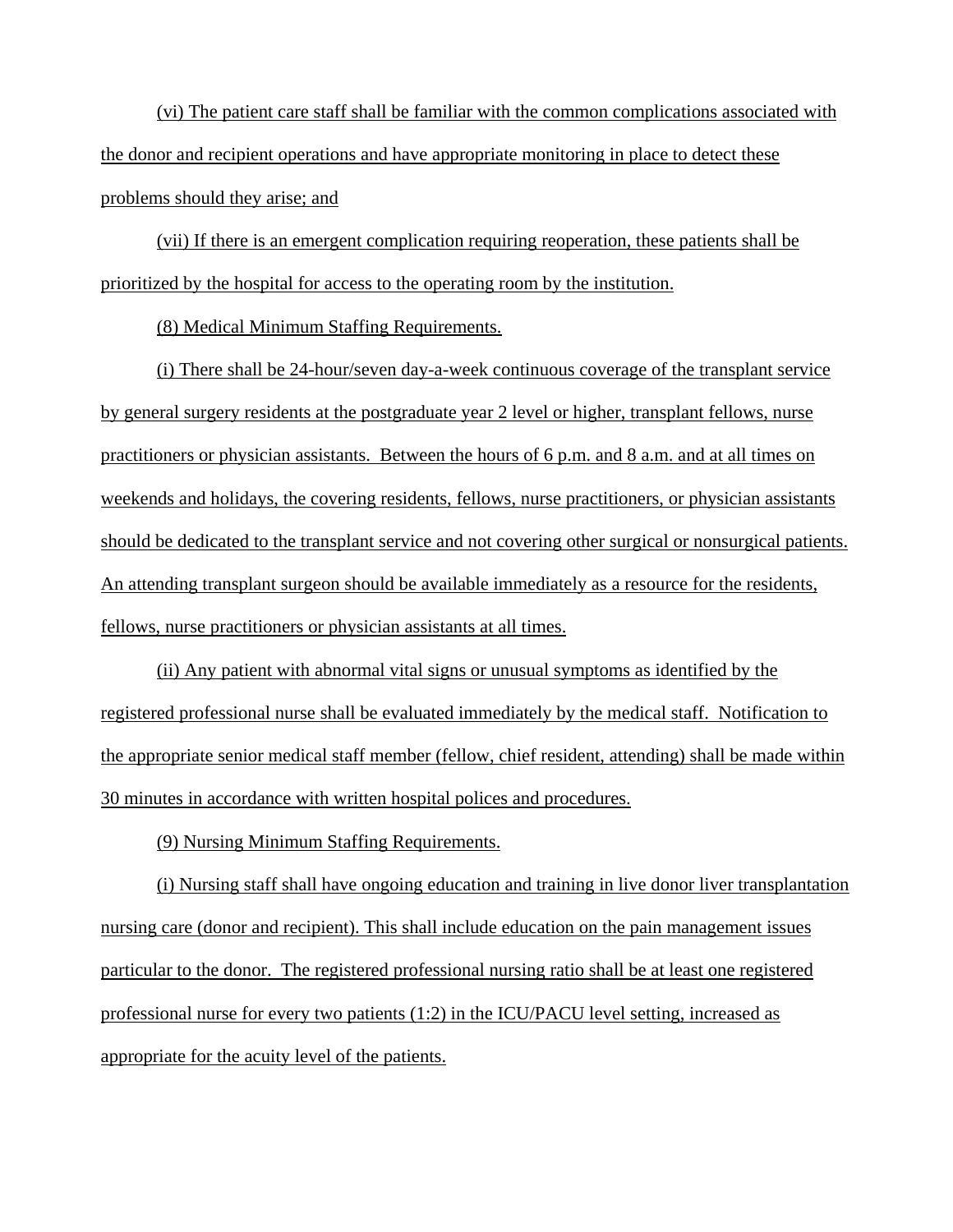(vi) The patient care staff shall be familiar with the common complications associated with the donor and recipient operations and have appropriate monitoring in place to detect these problems should they arise; and

(vii) If there is an emergent complication requiring reoperation, these patients shall be prioritized by the hospital for access to the operating room by the institution.

(8) Medical Minimum Staffing Requirements.

(i) There shall be 24-hour/seven day-a-week continuous coverage of the transplant service by general surgery residents at the postgraduate year 2 level or higher, transplant fellows, nurse practitioners or physician assistants. Between the hours of 6 p.m. and 8 a.m. and at all times on weekends and holidays, the covering residents, fellows, nurse practitioners, or physician assistants should be dedicated to the transplant service and not covering other surgical or nonsurgical patients. An attending transplant surgeon should be available immediately as a resource for the residents, fellows, nurse practitioners or physician assistants at all times.

(ii) Any patient with abnormal vital signs or unusual symptoms as identified by the registered professional nurse shall be evaluated immediately by the medical staff. Notification to the appropriate senior medical staff member (fellow, chief resident, attending) shall be made within 30 minutes in accordance with written hospital polices and procedures.

(9) Nursing Minimum Staffing Requirements.

(i) Nursing staff shall have ongoing education and training in live donor liver transplantation nursing care (donor and recipient). This shall include education on the pain management issues particular to the donor. The registered professional nursing ratio shall be at least one registered professional nurse for every two patients (1:2) in the ICU/PACU level setting, increased as appropriate for the acuity level of the patients.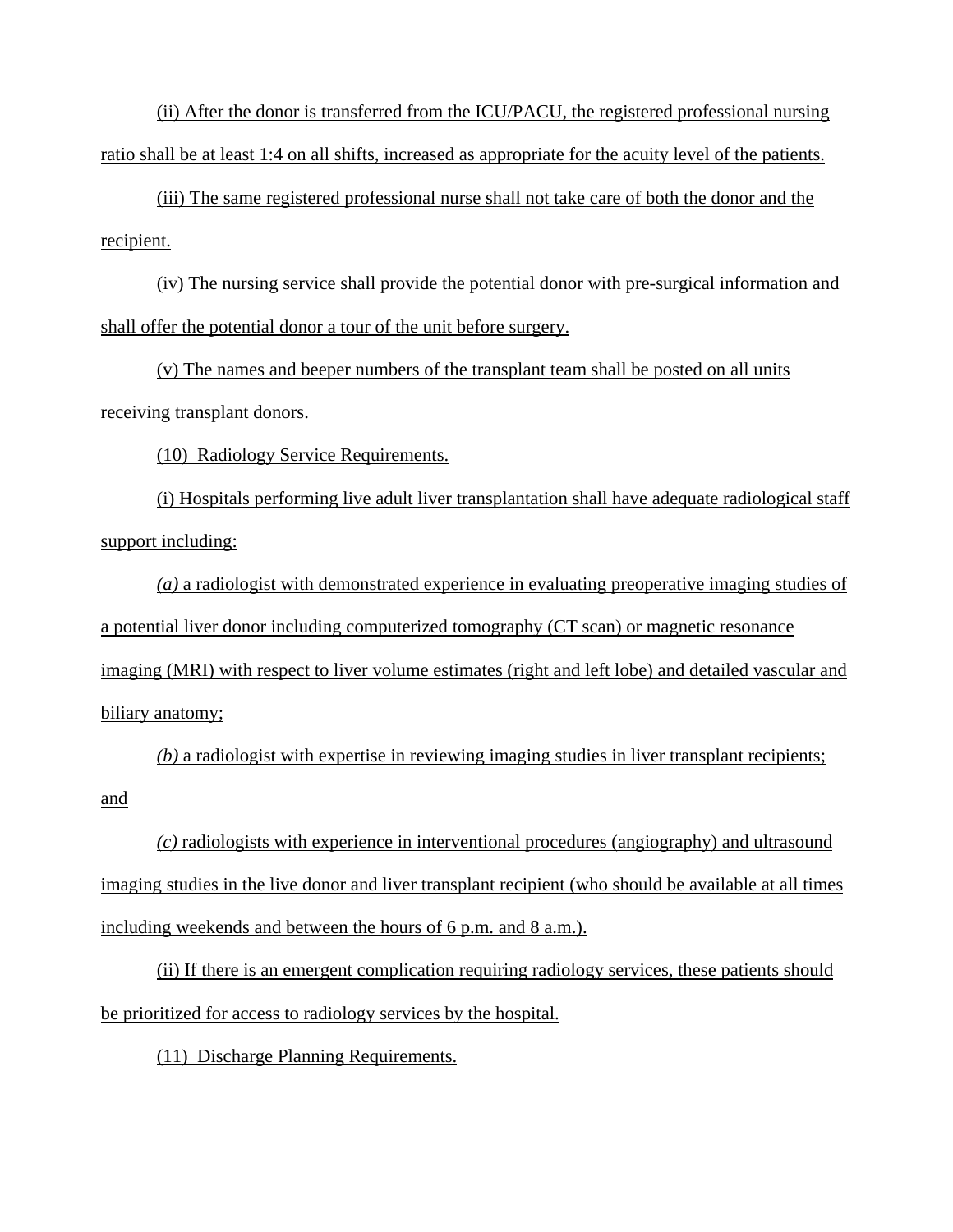(ii) After the donor is transferred from the ICU/PACU, the registered professional nursing ratio shall be at least 1:4 on all shifts, increased as appropriate for the acuity level of the patients.

(iii) The same registered professional nurse shall not take care of both the donor and the recipient.

(iv) The nursing service shall provide the potential donor with pre-surgical information and shall offer the potential donor a tour of the unit before surgery.

(v) The names and beeper numbers of the transplant team shall be posted on all units receiving transplant donors.

(10) Radiology Service Requirements.

(i) Hospitals performing live adult liver transplantation shall have adequate radiological staff support including:

*(a)* a radiologist with demonstrated experience in evaluating preoperative imaging studies of a potential liver donor including computerized tomography (CT scan) or magnetic resonance imaging (MRI) with respect to liver volume estimates (right and left lobe) and detailed vascular and biliary anatomy;

*(b)* a radiologist with expertise in reviewing imaging studies in liver transplant recipients; and

*(c)* radiologists with experience in interventional procedures (angiography) and ultrasound imaging studies in the live donor and liver transplant recipient (who should be available at all times including weekends and between the hours of 6 p.m. and 8 a.m.).

(ii) If there is an emergent complication requiring radiology services, these patients should be prioritized for access to radiology services by the hospital.

(11) Discharge Planning Requirements.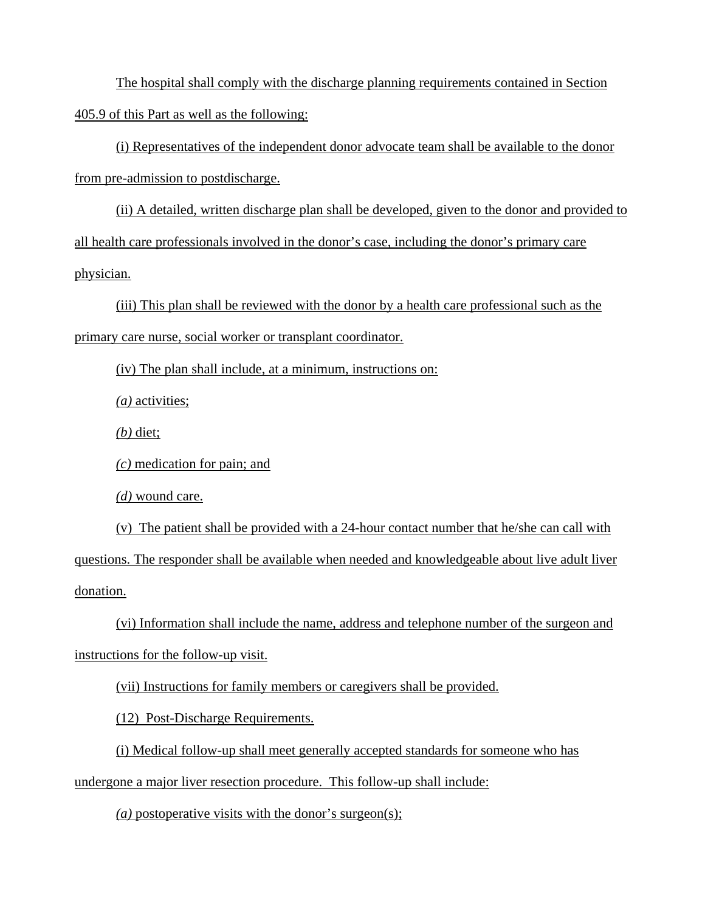The hospital shall comply with the discharge planning requirements contained in Section 405.9 of this Part as well as the following:

(i) Representatives of the independent donor advocate team shall be available to the donor from pre-admission to postdischarge.

(ii) A detailed, written discharge plan shall be developed, given to the donor and provided to all health care professionals involved in the donor's case, including the donor's primary care physician.

(iii) This plan shall be reviewed with the donor by a health care professional such as the primary care nurse, social worker or transplant coordinator.

(iv) The plan shall include, at a minimum, instructions on:

*(a)* activities;

*(b)* diet;

*(c)* medication for pain; and

*(d)* wound care.

(v) The patient shall be provided with a 24-hour contact number that he/she can call with questions. The responder shall be available when needed and knowledgeable about live adult liver donation.

(vi) Information shall include the name, address and telephone number of the surgeon and instructions for the follow-up visit.

(vii) Instructions for family members or caregivers shall be provided.

(12) Post-Discharge Requirements.

(i) Medical follow-up shall meet generally accepted standards for someone who has undergone a major liver resection procedure. This follow-up shall include:

*(a)* postoperative visits with the donor's surgeon(s);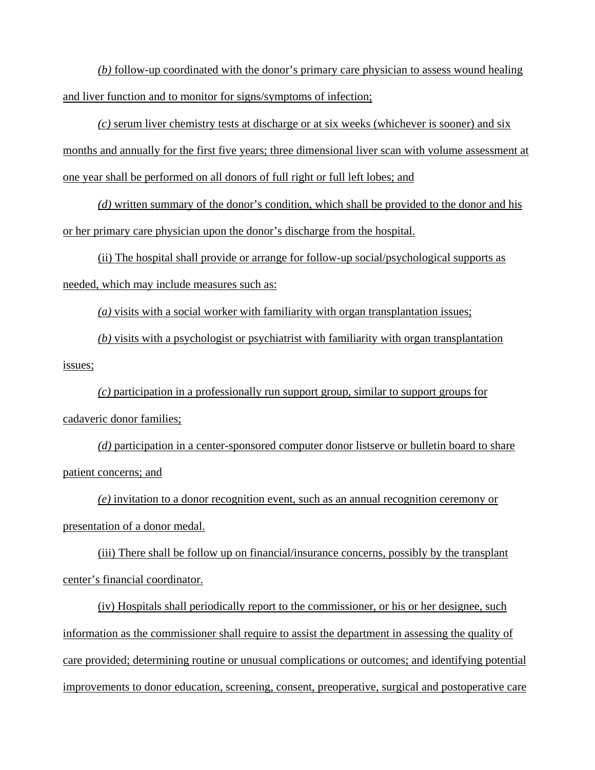*(b)* follow-up coordinated with the donor's primary care physician to assess wound healing and liver function and to monitor for signs/symptoms of infection;

*(c)* serum liver chemistry tests at discharge or at six weeks (whichever is sooner) and six months and annually for the first five years; three dimensional liver scan with volume assessment at one year shall be performed on all donors of full right or full left lobes; and

*(d)* written summary of the donor's condition, which shall be provided to the donor and his or her primary care physician upon the donor's discharge from the hospital.

(ii) The hospital shall provide or arrange for follow-up social/psychological supports as needed, which may include measures such as:

*(a)* visits with a social worker with familiarity with organ transplantation issues;

*(b)* visits with a psychologist or psychiatrist with familiarity with organ transplantation issues;

*(c)* participation in a professionally run support group, similar to support groups for cadaveric donor families;

*(d)* participation in a center-sponsored computer donor listserve or bulletin board to share patient concerns; and

*(e)* invitation to a donor recognition event, such as an annual recognition ceremony or presentation of a donor medal.

(iii) There shall be follow up on financial/insurance concerns, possibly by the transplant center's financial coordinator.

(iv) Hospitals shall periodically report to the commissioner, or his or her designee, such information as the commissioner shall require to assist the department in assessing the quality of care provided; determining routine or unusual complications or outcomes; and identifying potential improvements to donor education, screening, consent, preoperative, surgical and postoperative care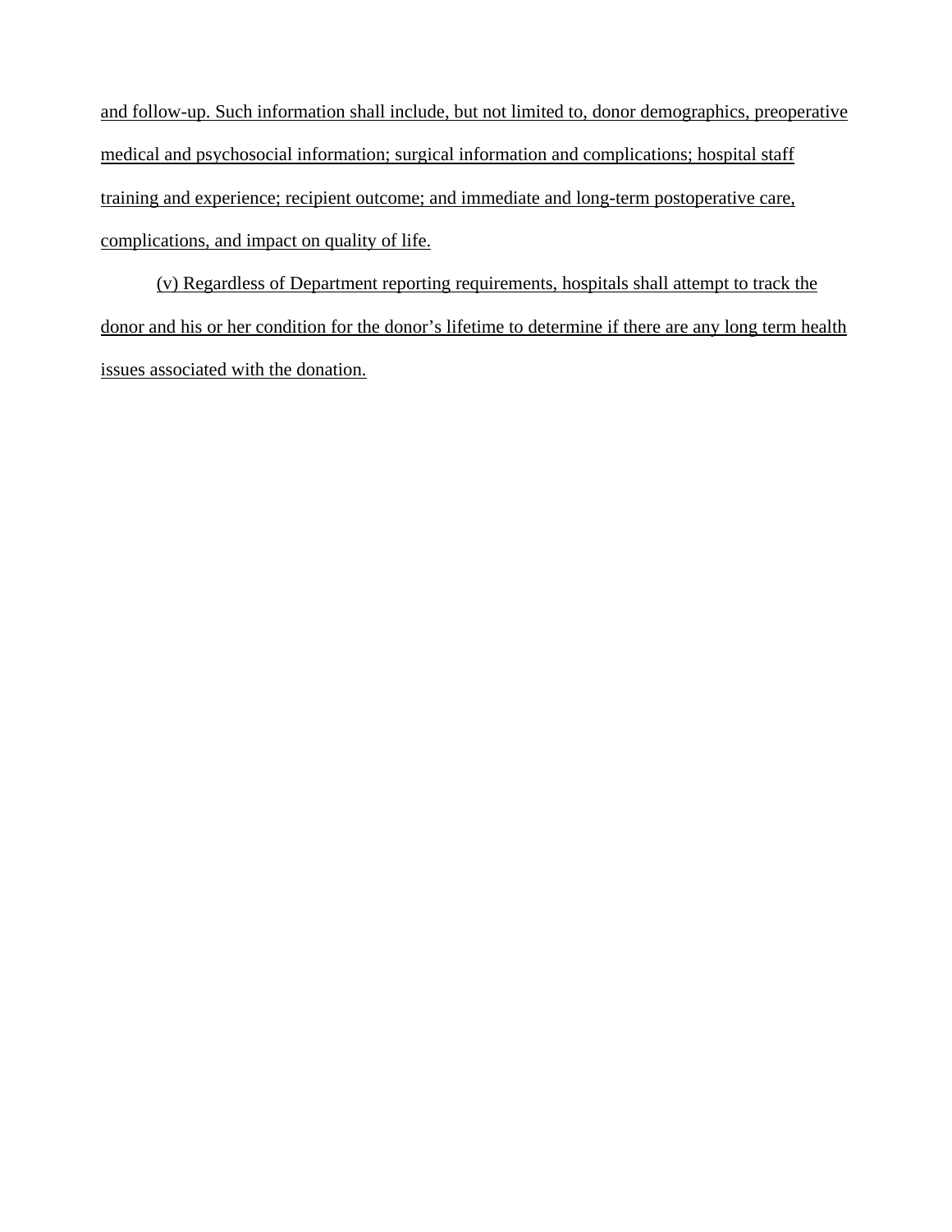and follow-up. Such information shall include, but not limited to, donor demographics, preoperative medical and psychosocial information; surgical information and complications; hospital staff training and experience; recipient outcome; and immediate and long-term postoperative care, complications, and impact on quality of life.

(v) Regardless of Department reporting requirements, hospitals shall attempt to track the donor and his or her condition for the donor's lifetime to determine if there are any long term health issues associated with the donation.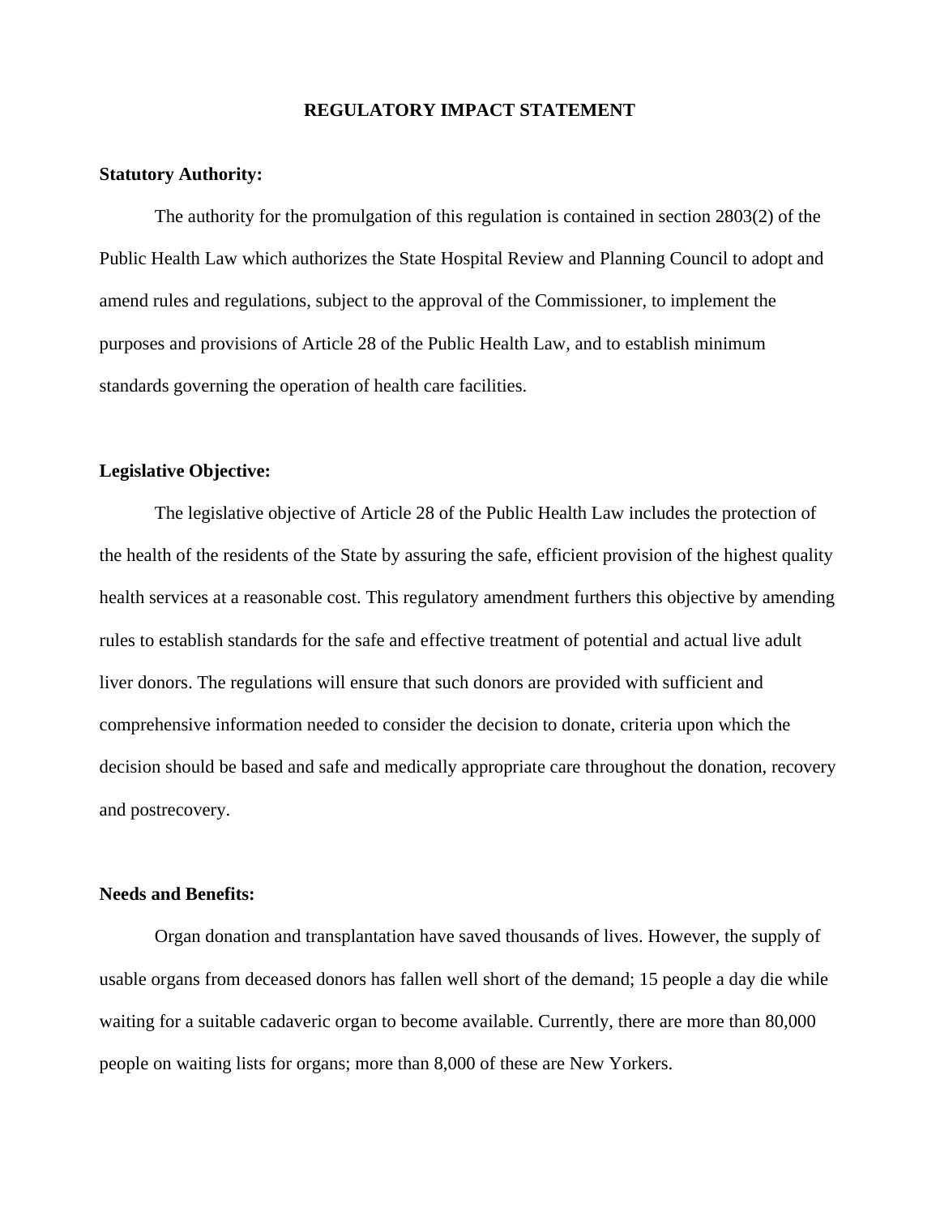# REGULATORY IMPACT STATEMENT

**Statutory Authority:**

The authority for the promulgation of this regulation is contained in section 2803(2) of the Public Health Law which authorizes the State Hospital Review and Planning Council to adopt and amend rules and regulations, subject to the approval of the Commissioner, to implement the purposes and provisions of Article 28 of the Public Health Law, and to establish minimum standards governing the operation of health care facilities.

**Legislative Objective:**

The legislative objective of Article 28 of the Public Health Law includes the protection of the health of the residents of the State by assuring the safe, efficient provision of the highest quality health services at a reasonable cost. This regulatory amendment furthers this objective by amending rules to establish standards for the safe and effective treatment of potential and actual live adult liver donors. The regulations will ensure that such donors are provided with sufficient and comprehensive information needed to consider the decision to donate, criteria upon which the decision should be based and safe and medically appropriate care throughout the donation, recovery and postrecovery.

**Needs and Benefits:**

Organ donation and transplantation have saved thousands of lives. However, the supply of usable organs from deceased donors has fallen well short of the demand; 15 people a day die while waiting for a suitable cadaveric organ to become available. Currently, there are more than 80,000 people on waiting lists for organs; more than 8,000 of these are New Yorkers.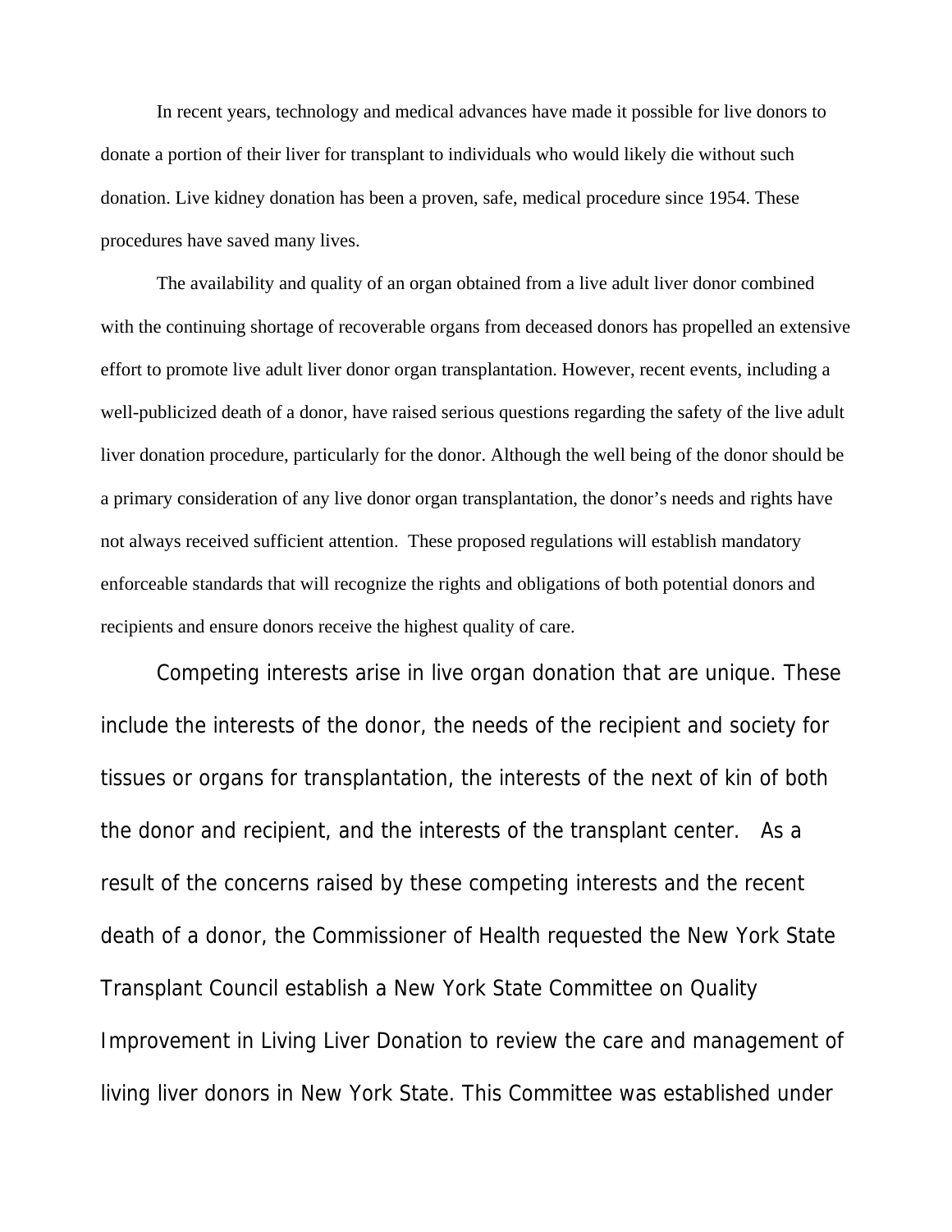In recent years, technology and medical advances have made it possible for live donors to donate a portion of their liver for transplant to individuals who would likely die without such donation. Live kidney donation has been a proven, safe, medical procedure since 1954. These procedures have saved many lives.

The availability and quality of an organ obtained from a live adult liver donor combined with the continuing shortage of recoverable organs from deceased donors has propelled an extensive effort to promote live adult liver donor organ transplantation. However, recent events, including a well-publicized death of a donor, have raised serious questions regarding the safety of the live adult liver donation procedure, particularly for the donor. Although the well being of the donor should be a primary consideration of any live donor organ transplantation, the donor's needs and rights have not always received sufficient attention. These proposed regulations will establish mandatory enforceable standards that will recognize the rights and obligations of both potential donors and recipients and ensure donors receive the highest quality of care.

Competing interests arise in live organ donation that are unique. These include the interests of the donor, the needs of the recipient and society for tissues or organs for transplantation, the interests of the next of kin of both the donor and recipient, and the interests of the transplant center. As a result of the concerns raised by these competing interests and the recent death of a donor, the Commissioner of Health requested the New York State Transplant Council establish a New York State Committee on Quality Improvement in Living Liver Donation to review the care and management of living liver donors in New York State. This Committee was established under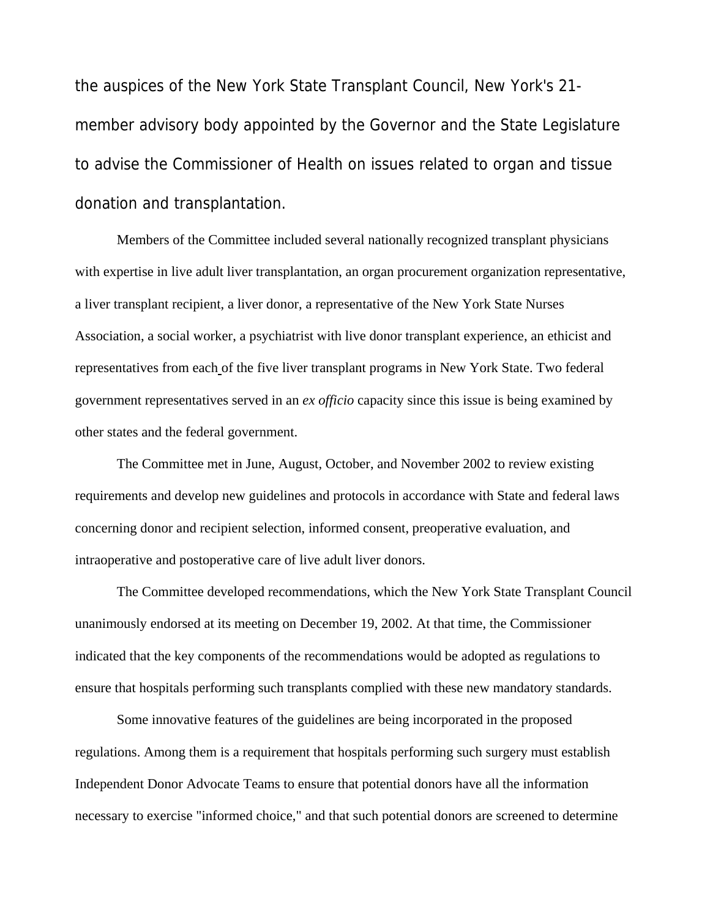the auspices of the New York State Transplant Council, New York's 21-member advisory body appointed by the Governor and the State Legislature to advise the Commissioner of Health on issues related to organ and tissue donation and transplantation.

Members of the Committee included several nationally recognized transplant physicians with expertise in live adult liver transplantation, an organ procurement organization representative, a liver transplant recipient, a liver donor, a representative of the New York State Nurses Association, a social worker, a psychiatrist with live donor transplant experience, an ethicist and representatives from each of the five liver transplant programs in New York State. Two federal government representatives served in an *ex officio* capacity since this issue is being examined by other states and the federal government.

The Committee met in June, August, October, and November 2002 to review existing requirements and develop new guidelines and protocols in accordance with State and federal laws concerning donor and recipient selection, informed consent, preoperative evaluation, and intraoperative and postoperative care of live adult liver donors.

The Committee developed recommendations, which the New York State Transplant Council unanimously endorsed at its meeting on December 19, 2002. At that time, the Commissioner indicated that the key components of the recommendations would be adopted as regulations to ensure that hospitals performing such transplants complied with these new mandatory standards.

Some innovative features of the guidelines are being incorporated in the proposed regulations. Among them is a requirement that hospitals performing such surgery must establish Independent Donor Advocate Teams to ensure that potential donors have all the information necessary to exercise "informed choice," and that such potential donors are screened to determine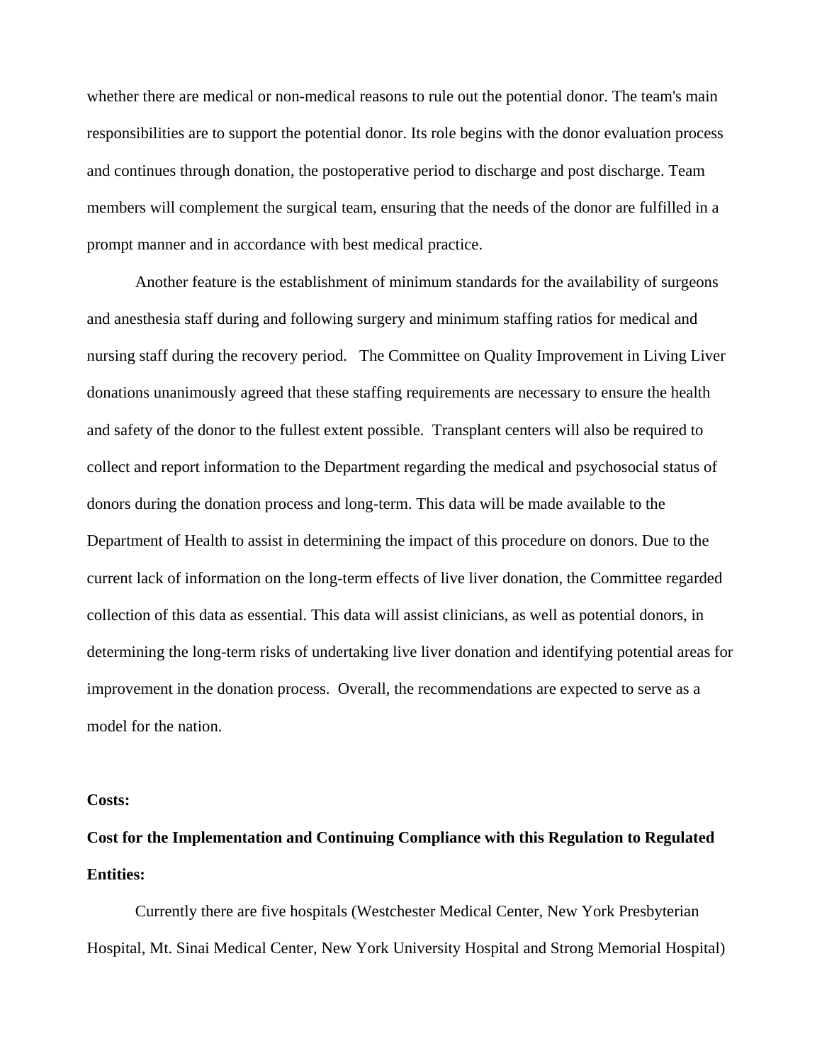whether there are medical or non-medical reasons to rule out the potential donor. The team's main responsibilities are to support the potential donor. Its role begins with the donor evaluation process and continues through donation, the postoperative period to discharge and post discharge. Team members will complement the surgical team, ensuring that the needs of the donor are fulfilled in a prompt manner and in accordance with best medical practice.

Another feature is the establishment of minimum standards for the availability of surgeons and anesthesia staff during and following surgery and minimum staffing ratios for medical and nursing staff during the recovery period. The Committee on Quality Improvement in Living Liver donations unanimously agreed that these staffing requirements are necessary to ensure the health and safety of the donor to the fullest extent possible. Transplant centers will also be required to collect and report information to the Department regarding the medical and psychosocial status of donors during the donation process and long-term. This data will be made available to the Department of Health to assist in determining the impact of this procedure on donors. Due to the current lack of information on the long-term effects of live liver donation, the Committee regarded collection of this data as essential. This data will assist clinicians, as well as potential donors, in determining the long-term risks of undertaking live liver donation and identifying potential areas for improvement in the donation process. Overall, the recommendations are expected to serve as a model for the nation.

**Costs:**

**Cost for the Implementation and Continuing Compliance with this Regulation to Regulated Entities:**

Currently there are five hospitals (Westchester Medical Center, New York Presbyterian Hospital, Mt. Sinai Medical Center, New York University Hospital and Strong Memorial Hospital)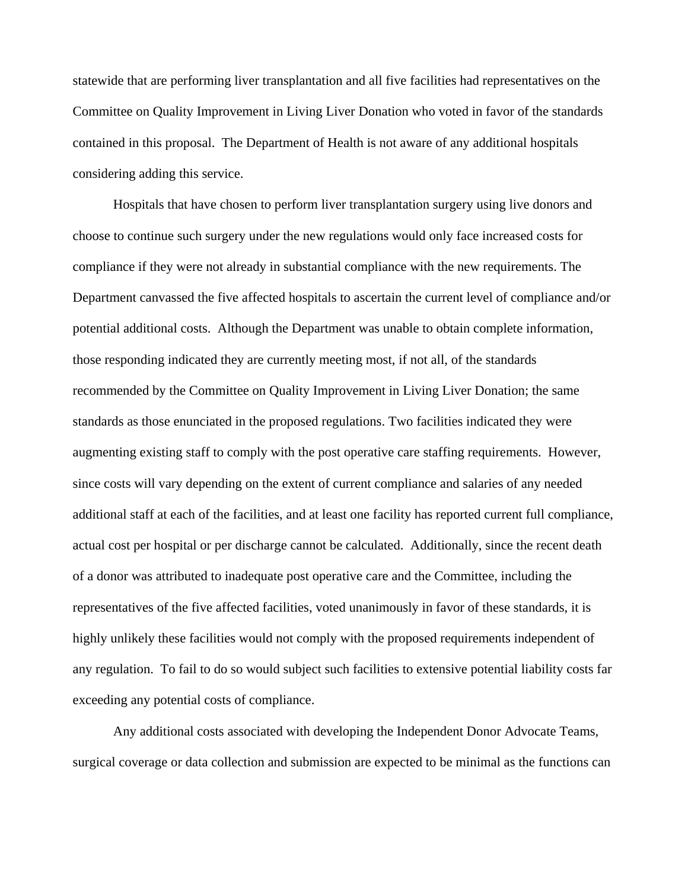statewide that are performing liver transplantation and all five facilities had representatives on the Committee on Quality Improvement in Living Liver Donation who voted in favor of the standards contained in this proposal. The Department of Health is not aware of any additional hospitals considering adding this service.

Hospitals that have chosen to perform liver transplantation surgery using live donors and choose to continue such surgery under the new regulations would only face increased costs for compliance if they were not already in substantial compliance with the new requirements. The Department canvassed the five affected hospitals to ascertain the current level of compliance and/or potential additional costs. Although the Department was unable to obtain complete information, those responding indicated they are currently meeting most, if not all, of the standards recommended by the Committee on Quality Improvement in Living Liver Donation; the same standards as those enunciated in the proposed regulations. Two facilities indicated they were augmenting existing staff to comply with the post operative care staffing requirements. However, since costs will vary depending on the extent of current compliance and salaries of any needed additional staff at each of the facilities, and at least one facility has reported current full compliance, actual cost per hospital or per discharge cannot be calculated. Additionally, since the recent death of a donor was attributed to inadequate post operative care and the Committee, including the representatives of the five affected facilities, voted unanimously in favor of these standards, it is highly unlikely these facilities would not comply with the proposed requirements independent of any regulation. To fail to do so would subject such facilities to extensive potential liability costs far exceeding any potential costs of compliance.

Any additional costs associated with developing the Independent Donor Advocate Teams, surgical coverage or data collection and submission are expected to be minimal as the functions can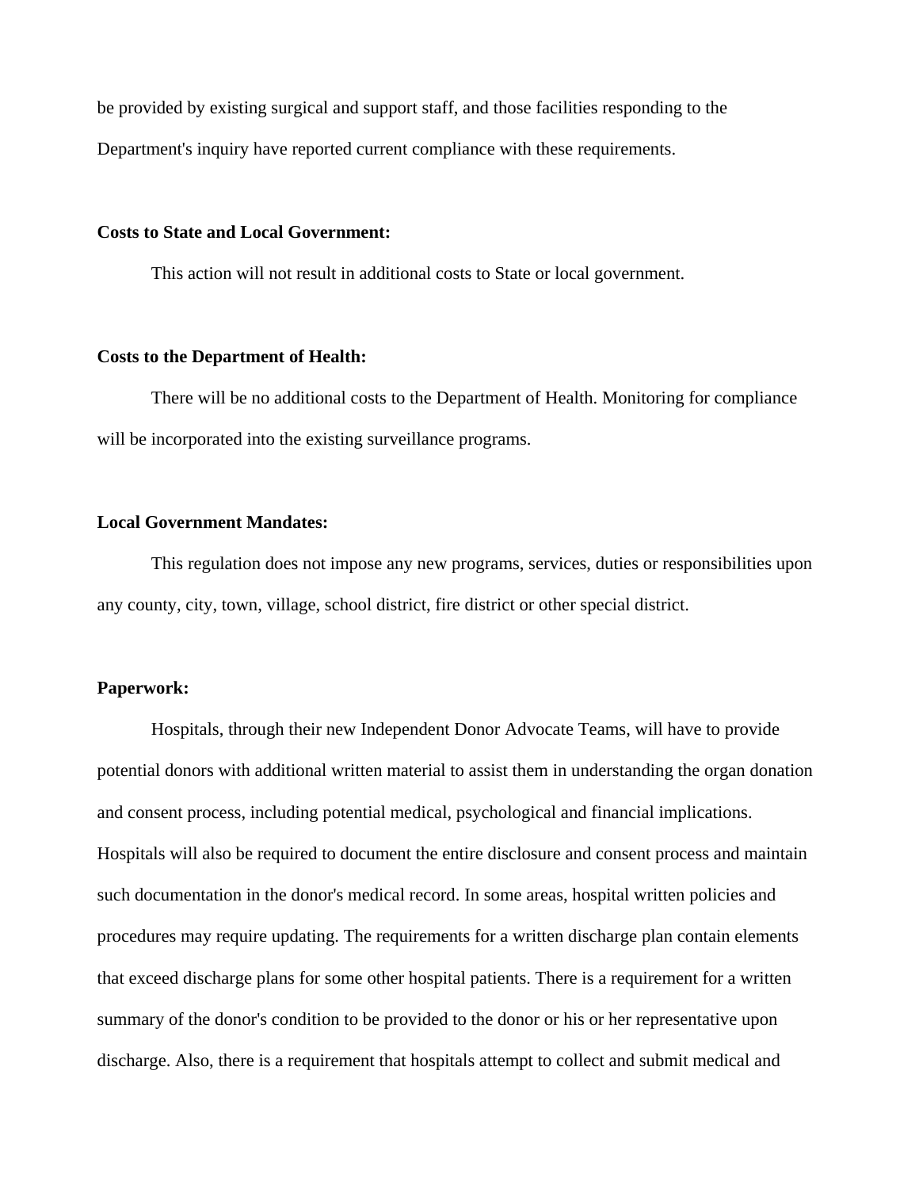be provided by existing surgical and support staff, and those facilities responding to the Department's inquiry have reported current compliance with these requirements.

**Costs to State and Local Government:**

This action will not result in additional costs to State or local government.

**Costs to the Department of Health:**

There will be no additional costs to the Department of Health. Monitoring for compliance will be incorporated into the existing surveillance programs.

**Local Government Mandates:**

This regulation does not impose any new programs, services, duties or responsibilities upon any county, city, town, village, school district, fire district or other special district.

**Paperwork:**

Hospitals, through their new Independent Donor Advocate Teams, will have to provide potential donors with additional written material to assist them in understanding the organ donation and consent process, including potential medical, psychological and financial implications. Hospitals will also be required to document the entire disclosure and consent process and maintain such documentation in the donor's medical record. In some areas, hospital written policies and procedures may require updating. The requirements for a written discharge plan contain elements that exceed discharge plans for some other hospital patients. There is a requirement for a written summary of the donor's condition to be provided to the donor or his or her representative upon discharge. Also, there is a requirement that hospitals attempt to collect and submit medical and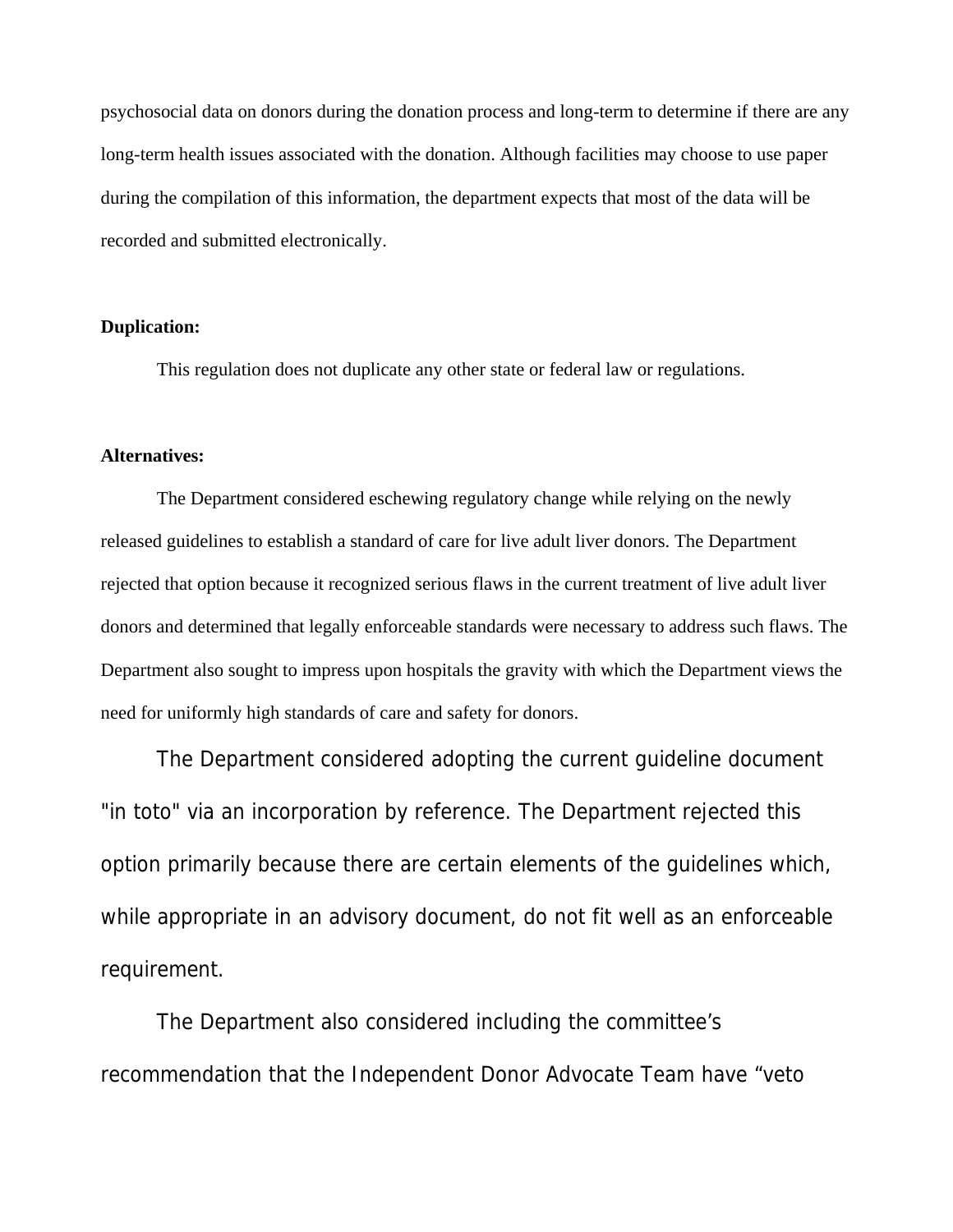psychosocial data on donors during the donation process and long-term to determine if there are any long-term health issues associated with the donation. Although facilities may choose to use paper during the compilation of this information, the department expects that most of the data will be recorded and submitted electronically.

**Duplication:**

This regulation does not duplicate any other state or federal law or regulations.

**Alternatives:**

The Department considered eschewing regulatory change while relying on the newly released guidelines to establish a standard of care for live adult liver donors. The Department rejected that option because it recognized serious flaws in the current treatment of live adult liver donors and determined that legally enforceable standards were necessary to address such flaws. The Department also sought to impress upon hospitals the gravity with which the Department views the need for uniformly high standards of care and safety for donors.

The Department considered adopting the current guideline document "in toto" via an incorporation by reference. The Department rejected this option primarily because there are certain elements of the guidelines which, while appropriate in an advisory document, do not fit well as an enforceable requirement.

The Department also considered including the committee's recommendation that the Independent Donor Advocate Team have "veto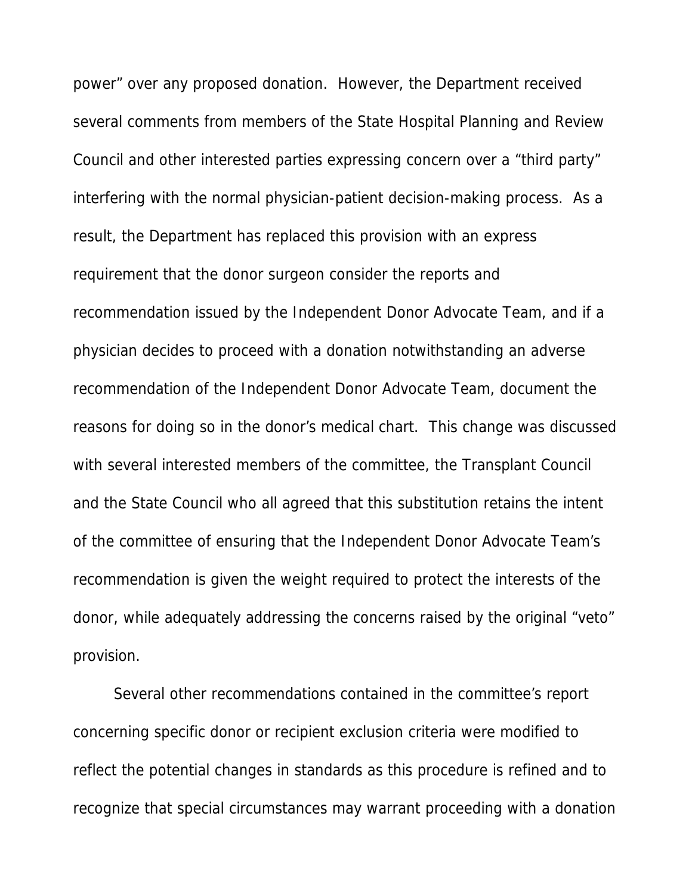power" over any proposed donation. However, the Department received several comments from members of the State Hospital Planning and Review Council and other interested parties expressing concern over a "third party" interfering with the normal physician-patient decision-making process. As a result, the Department has replaced this provision with an express requirement that the donor surgeon consider the reports and recommendation issued by the Independent Donor Advocate Team, and if a physician decides to proceed with a donation notwithstanding an adverse recommendation of the Independent Donor Advocate Team, document the reasons for doing so in the donor's medical chart. This change was discussed with several interested members of the committee, the Transplant Council and the State Council who all agreed that this substitution retains the intent of the committee of ensuring that the Independent Donor Advocate Team's recommendation is given the weight required to protect the interests of the donor, while adequately addressing the concerns raised by the original "veto" provision.

Several other recommendations contained in the committee's report concerning specific donor or recipient exclusion criteria were modified to reflect the potential changes in standards as this procedure is refined and to recognize that special circumstances may warrant proceeding with a donation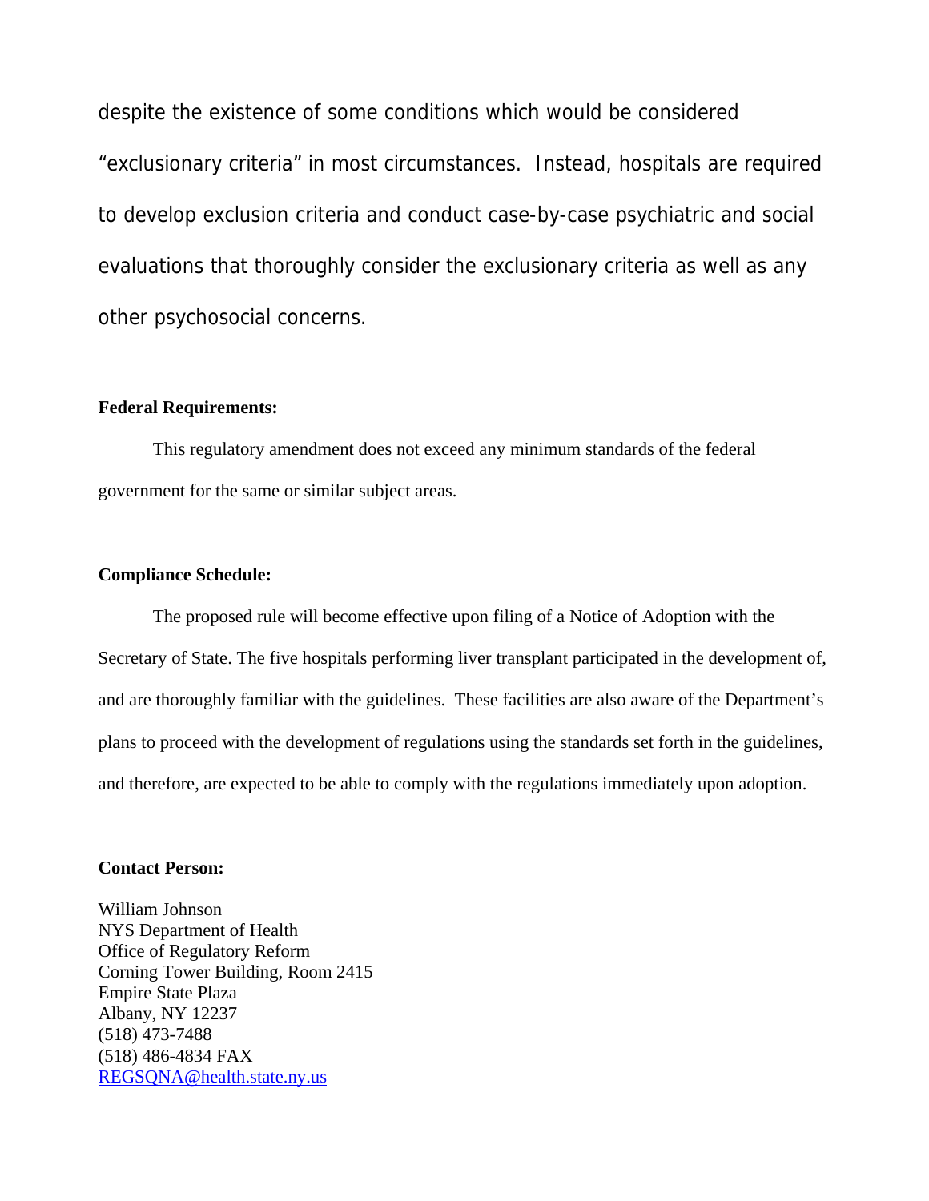despite the existence of some conditions which would be considered "exclusionary criteria" in most circumstances. Instead, hospitals are required to develop exclusion criteria and conduct case-by-case psychiatric and social evaluations that thoroughly consider the exclusionary criteria as well as any other psychosocial concerns.

**Federal Requirements:**

This regulatory amendment does not exceed any minimum standards of the federal government for the same or similar subject areas.

**Compliance Schedule:**

The proposed rule will become effective upon filing of a Notice of Adoption with the Secretary of State. The five hospitals performing liver transplant participated in the development of, and are thoroughly familiar with the guidelines. These facilities are also aware of the Department's plans to proceed with the development of regulations using the standards set forth in the guidelines, and therefore, are expected to be able to comply with the regulations immediately upon adoption.

**Contact Person:**

William Johnson
NYS Department of Health
Office of Regulatory Reform
Corning Tower Building, Room 2415
Empire State Plaza
Albany, NY 12237
(518) 473-7488
(518) 486-4834 FAX
REGSQNA@health.state.ny.us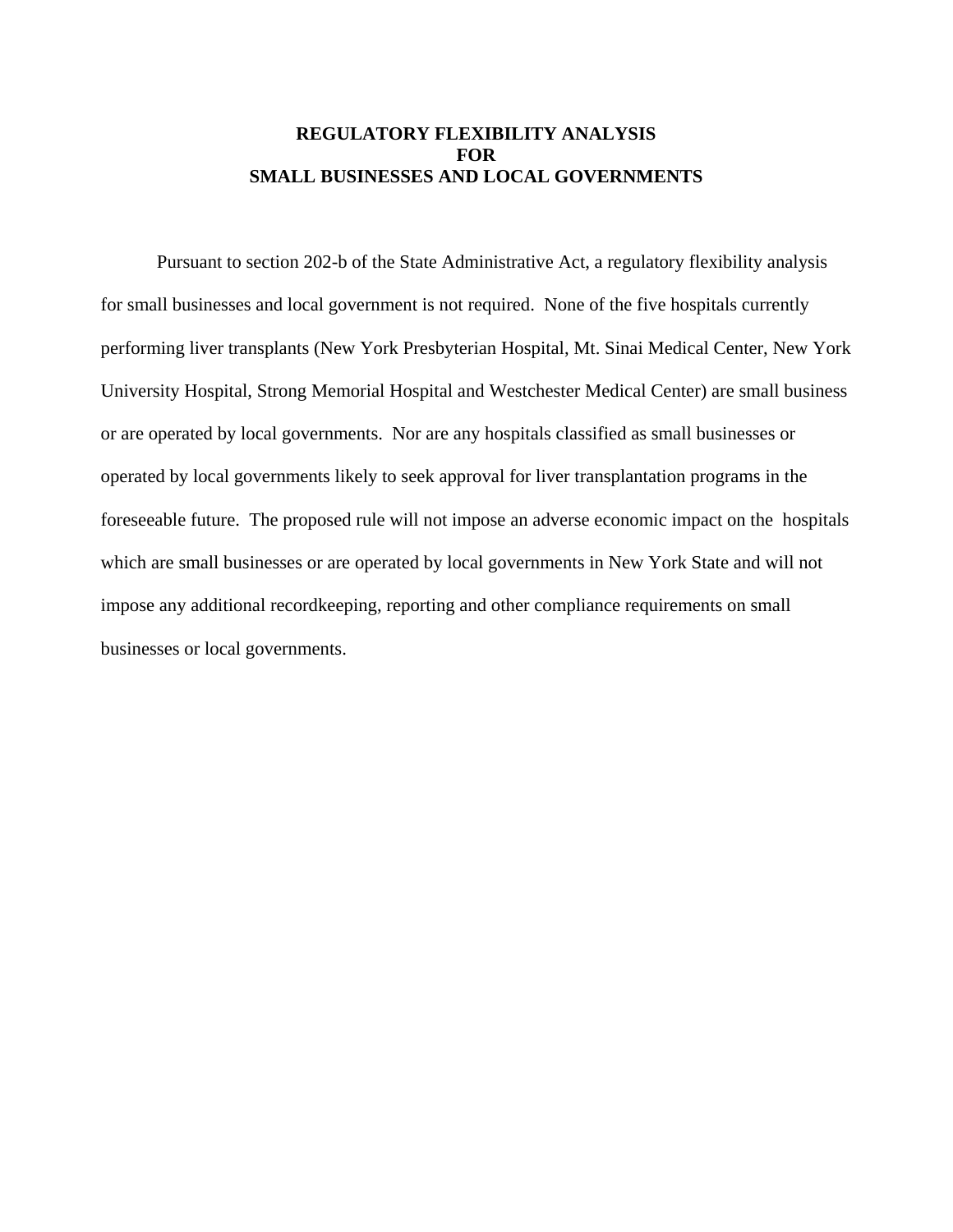# REGULATORY FLEXIBILITY ANALYSIS
# FOR
# SMALL BUSINESSES AND LOCAL GOVERNMENTS

Pursuant to section 202-b of the State Administrative Act, a regulatory flexibility analysis for small businesses and local government is not required. None of the five hospitals currently performing liver transplants (New York Presbyterian Hospital, Mt. Sinai Medical Center, New York University Hospital, Strong Memorial Hospital and Westchester Medical Center) are small business or are operated by local governments. Nor are any hospitals classified as small businesses or operated by local governments likely to seek approval for liver transplantation programs in the foreseeable future. The proposed rule will not impose an adverse economic impact on the hospitals which are small businesses or are operated by local governments in New York State and will not impose any additional recordkeeping, reporting and other compliance requirements on small businesses or local governments.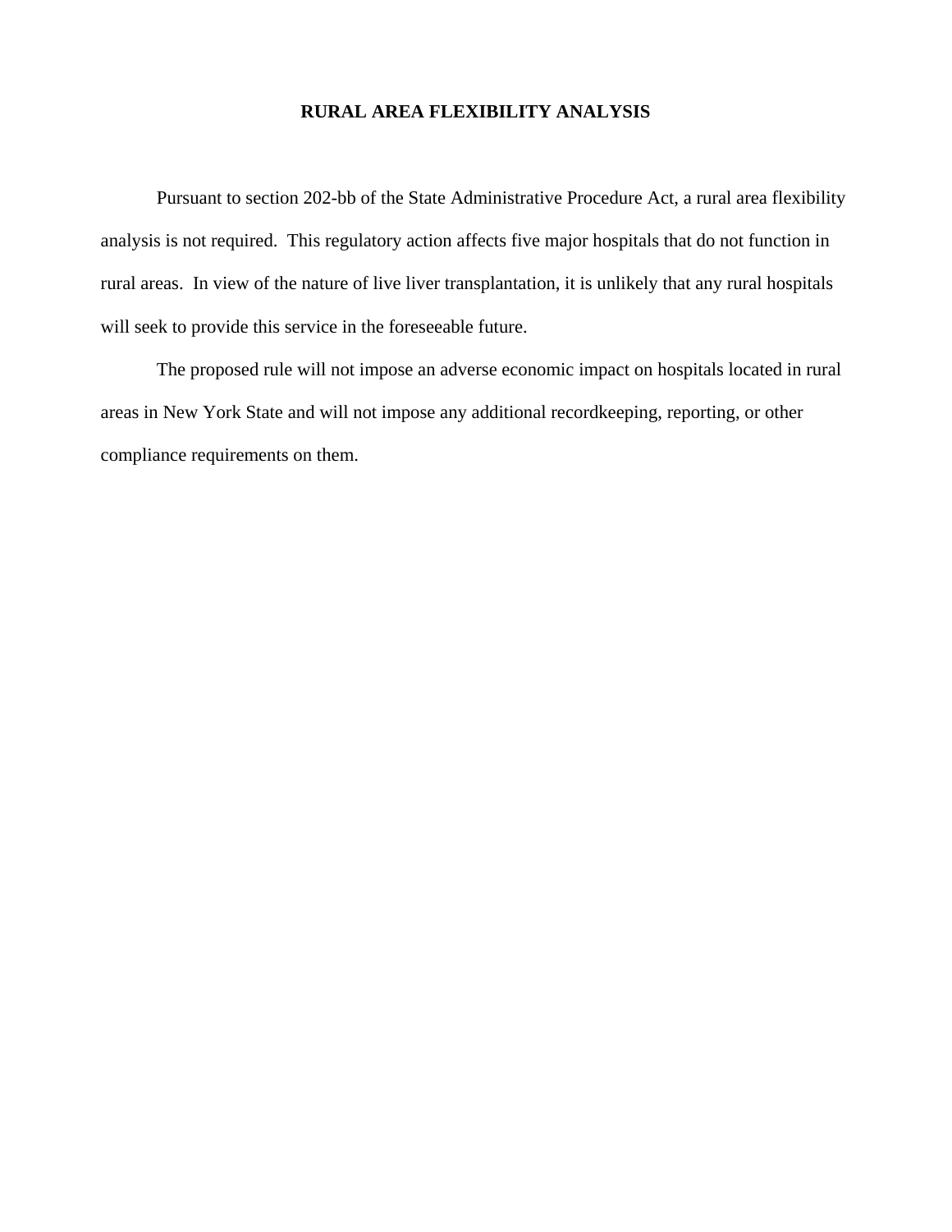# RURAL AREA FLEXIBILITY ANALYSIS

Pursuant to section 202-bb of the State Administrative Procedure Act, a rural area flexibility analysis is not required. This regulatory action affects five major hospitals that do not function in rural areas. In view of the nature of live liver transplantation, it is unlikely that any rural hospitals will seek to provide this service in the foreseeable future.

The proposed rule will not impose an adverse economic impact on hospitals located in rural areas in New York State and will not impose any additional recordkeeping, reporting, or other compliance requirements on them.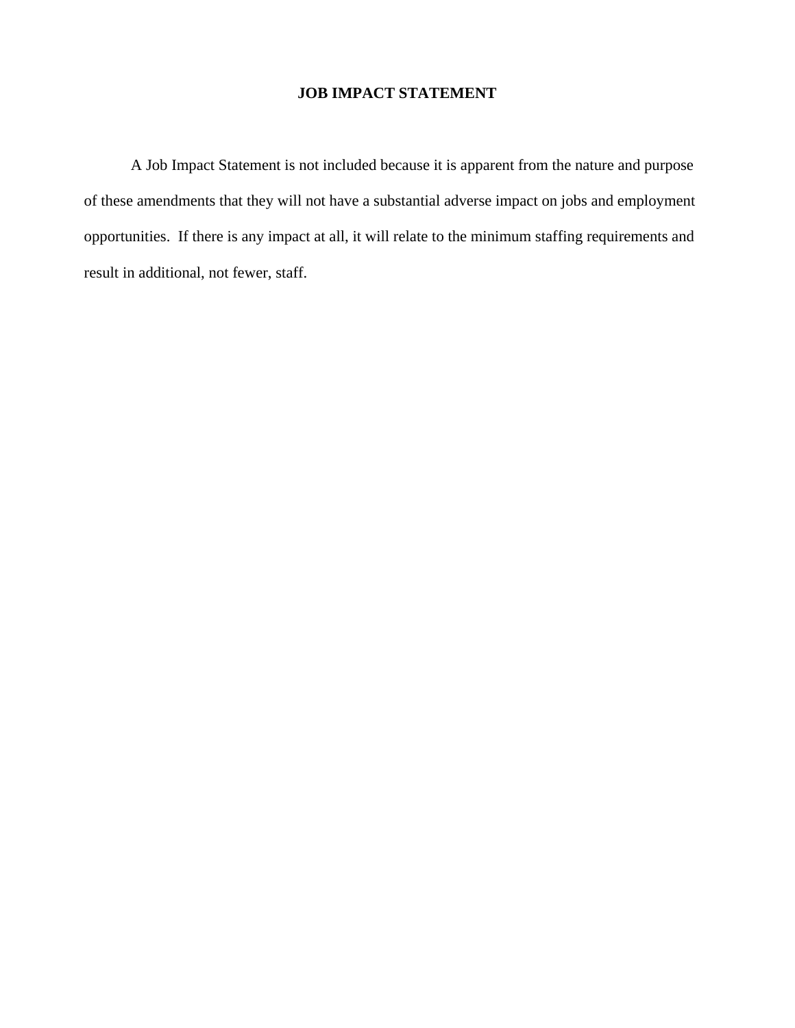# JOB IMPACT STATEMENT

A Job Impact Statement is not included because it is apparent from the nature and purpose of these amendments that they will not have a substantial adverse impact on jobs and employment opportunities. If there is any impact at all, it will relate to the minimum staffing requirements and result in additional, not fewer, staff.